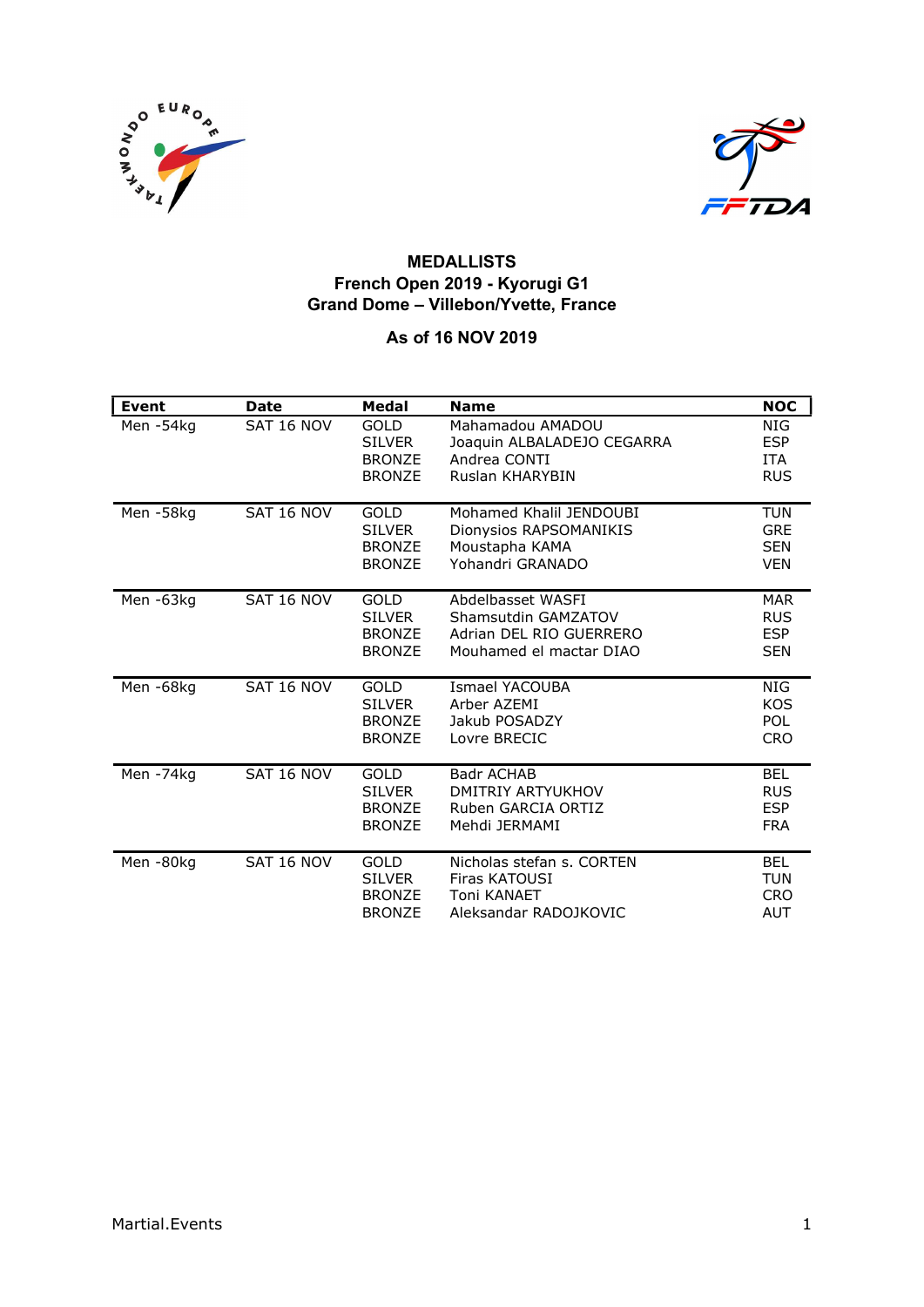**MEDALLISTS**
**French Open 2019 - Kyorugi G1**
**Grand Dome – Villebon/Yvette, France**

**As of 16 NOV 2019**

| Event | Date | Medal | Name | NOC |
|---|---|---|---|---|
| Men -54kg | SAT 16 NOV | GOLD | Mahamadou AMADOU | NIG |
| | | SILVER | Joaquin ALBALADEJO CEGARRA | ESP |
| | | BRONZE | Andrea CONTI | ITA |
| | | BRONZE | Ruslan KHARYBIN | RUS |
| Men -58kg | SAT 16 NOV | GOLD | Mohamed Khalil JENDOUBI | TUN |
| | | SILVER | Dionysios RAPSOMANIKIS | GRE |
| | | BRONZE | Moustapha KAMA | SEN |
| | | BRONZE | Yohandri GRANADO | VEN |
| Men -63kg | SAT 16 NOV | GOLD | Abdelbasset WASFI | MAR |
| | | SILVER | Shamsutdin GAMZATOV | RUS |
| | | BRONZE | Adrian DEL RIO GUERRERO | ESP |
| | | BRONZE | Mouhamed el mactar DIAO | SEN |
| Men -68kg | SAT 16 NOV | GOLD | Ismael YACOUBA | NIG |
| | | SILVER | Arber AZEMI | KOS |
| | | BRONZE | Jakub POSADZY | POL |
| | | BRONZE | Lovre BRECIC | CRO |
| Men -74kg | SAT 16 NOV | GOLD | Badr ACHAB | BEL |
| | | SILVER | DMITRIY ARTYUKHOV | RUS |
| | | BRONZE | Ruben GARCIA ORTIZ | ESP |
| | | BRONZE | Mehdi JERMAMI | FRA |
| Men -80kg | SAT 16 NOV | GOLD | Nicholas stefan s. CORTEN | BEL |
| | | SILVER | Firas KATOUSI | TUN |
| | | BRONZE | Toni KANAET | CRO |
| | | BRONZE | Aleksandar RADOJKOVIC | AUT |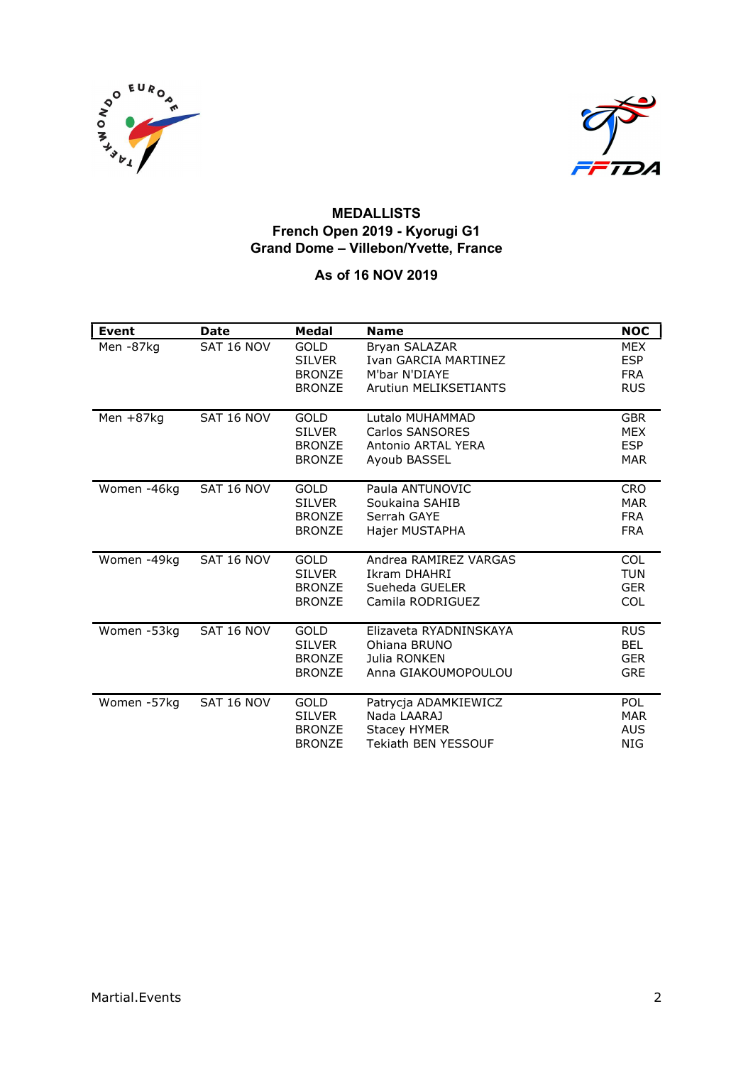**MEDALLISTS**
**French Open 2019 - Kyorugi G1**
**Grand Dome – Villebon/Yvette, France**

**As of 16 NOV 2019**

| Event | Date | Medal | Name | NOC |
|---|---|---|---|---|
| Men -87kg | SAT 16 NOV | GOLD | Bryan SALAZAR | MEX |
| | | SILVER | Ivan GARCIA MARTINEZ | ESP |
| | | BRONZE | M'bar N'DIAYE | FRA |
| | | BRONZE | Arutiun MELIKSETIANTS | RUS |
| Men +87kg | SAT 16 NOV | GOLD | Lutalo MUHAMMAD | GBR |
| | | SILVER | Carlos SANSORES | MEX |
| | | BRONZE | Antonio ARTAL YERA | ESP |
| | | BRONZE | Ayoub BASSEL | MAR |
| Women -46kg | SAT 16 NOV | GOLD | Paula ANTUNOVIC | CRO |
| | | SILVER | Soukaina SAHIB | MAR |
| | | BRONZE | Serrah GAYE | FRA |
| | | BRONZE | Hajer MUSTAPHA | FRA |
| Women -49kg | SAT 16 NOV | GOLD | Andrea RAMIREZ VARGAS | COL |
| | | SILVER | Ikram DHAHRI | TUN |
| | | BRONZE | Sueheda GUELER | GER |
| | | BRONZE | Camila RODRIGUEZ | COL |
| Women -53kg | SAT 16 NOV | GOLD | Elizaveta RYADNINSKAYA | RUS |
| | | SILVER | Ohiana BRUNO | BEL |
| | | BRONZE | Julia RONKEN | GER |
| | | BRONZE | Anna GIAKOUMOPOULOU | GRE |
| Women -57kg | SAT 16 NOV | GOLD | Patrycja ADAMKIEWICZ | POL |
| | | SILVER | Nada LAARAJ | MAR |
| | | BRONZE | Stacey HYMER | AUS |
| | | BRONZE | Tekiath BEN YESSOUF | NIG |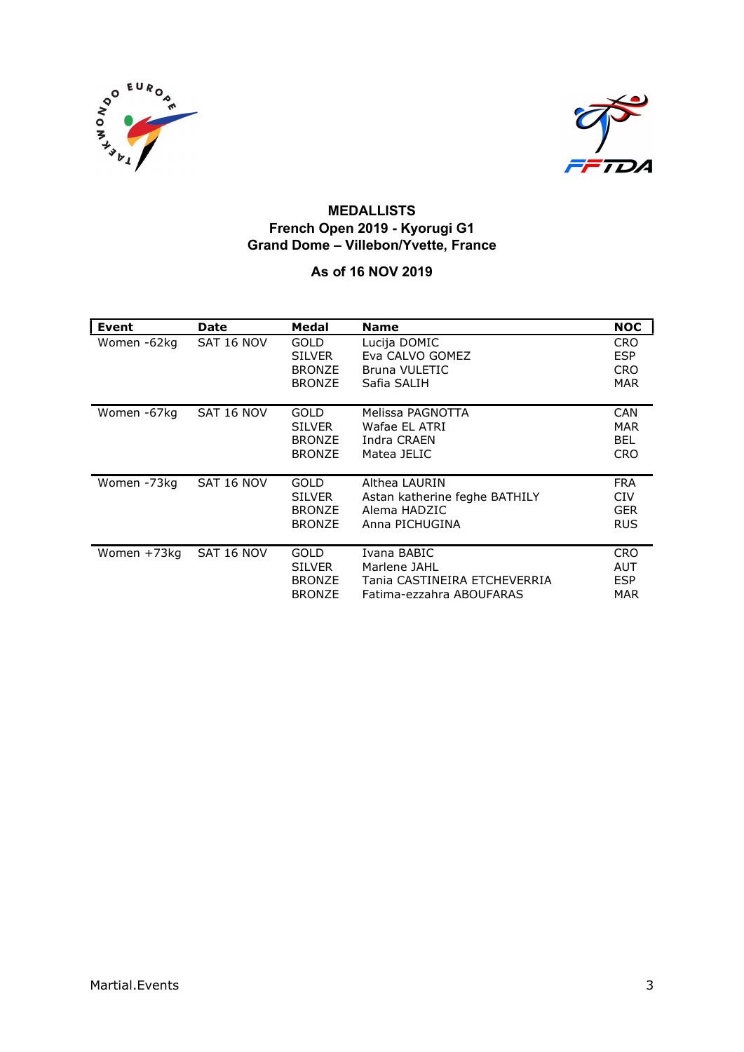**MEDALLISTS**
**French Open 2019 - Kyorugi G1**
**Grand Dome – Villebon/Yvette, France**

**As of 16 NOV 2019**

| Event | Date | Medal | Name | NOC |
|---|---|---|---|---|
| Women -62kg | SAT 16 NOV | GOLD | Lucija DOMIC | CRO |
| | | SILVER | Eva CALVO GOMEZ | ESP |
| | | BRONZE | Bruna VULETIC | CRO |
| | | BRONZE | Safia SALIH | MAR |
| Women -67kg | SAT 16 NOV | GOLD | Melissa PAGNOTTA | CAN |
| | | SILVER | Wafae EL ATRI | MAR |
| | | BRONZE | Indra CRAEN | BEL |
| | | BRONZE | Matea JELIC | CRO |
| Women -73kg | SAT 16 NOV | GOLD | Althea LAURIN | FRA |
| | | SILVER | Astan katherine feghe BATHILY | CIV |
| | | BRONZE | Alema HADZIC | GER |
| | | BRONZE | Anna PICHUGINA | RUS |
| Women +73kg | SAT 16 NOV | GOLD | Ivana BABIC | CRO |
| | | SILVER | Marlene JAHL | AUT |
| | | BRONZE | Tania CASTINEIRA ETCHEVERRIA | ESP |
| | | BRONZE | Fatima-ezzahra ABOUFARAS | MAR |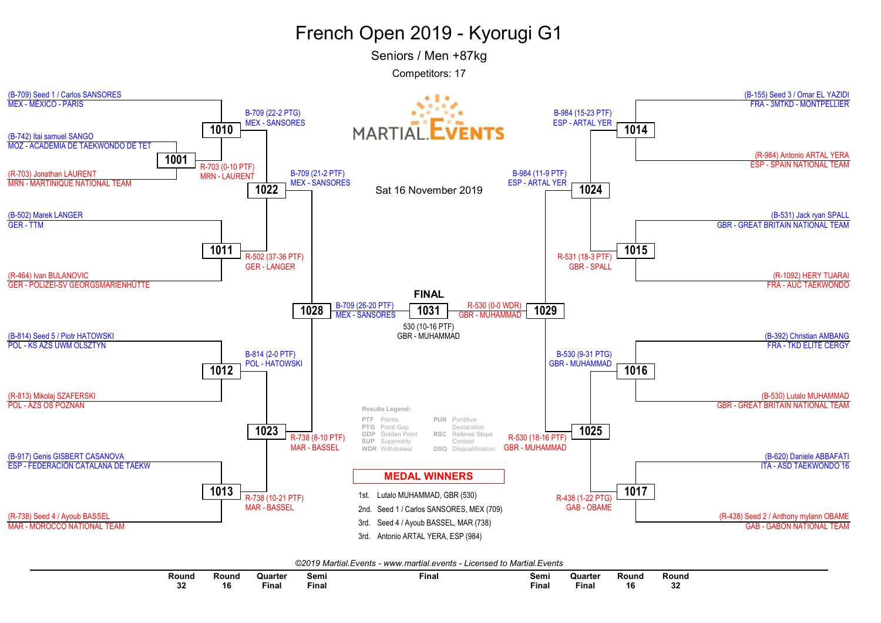# French Open 2019 - Kyorugi G1

## Seniors / Men +87kg

Competitors: 17

Sat 16 November 2019

### Round 32 / Round 16 (left side)

- (B-709) Seed 1 / Carlos SANSORES — MEX - MÉXICO - PARIS
- (B-742) Itai samuel SANGO — MOZ - ACADEMIA DE TAEKWONDO DE TET
- (R-703) Jonathan LAURENT — MRN - MARTINIQUE NATIONAL TEAM
- (B-502) Marek LANGER — GER - TTM
- (R-464) Ivan BULANOVIC — GER - POLIZEI-SV GEORGSMARIENHÜTTE
- (B-814) Seed 5 / Piotr HATOWSKI — POL - KS AZS UWM OLSZTYN
- (R-813) Mikolaj SZAFERSKI — POL - AZS OS POZNAN
- (B-917) Genis GISBERT CASANOVA — ESP - FEDERACIÓN CATALANA DE TAEKW
- (R-738) Seed 4 / Ayoub BASSEL — MAR - MOROCCO NATIONAL TEAM

### Round 32 / Round 16 (right side)

- (B-155) Seed 3 / Omar EL YAZIDI — FRA - 3MTKD - MONTPELLIER
- (R-984) Antonio ARTAL YERA — ESP - SPAIN NATIONAL TEAM
- (B-531) Jack ryan SPALL — GBR - GREAT BRITAIN NATIONAL TEAM
- (R-1092) HERY TUARAI — FRA - AUC TAEKWONDO
- (B-392) Christian AMBANG — FRA - TKD ELITE CERGY
- (R-530) Lutalo MUHAMMAD — GBR - GREAT BRITAIN NATIONAL TEAM
- (B-620) Daniele ABBAFATI — ITA - ASD TAEKWONDO 16
- (R-438) Seed 2 / Anthony mylann OBAME — GAB - GABON NATIONAL TEAM

### Matches

| Match | Result |
|---|---|
| 1001 | R-703 (0-10 PTF) MRN - LAURENT |
| 1010 | B-709 (22-2 PTG) MEX - SANSORES |
| 1011 | R-502 (37-36 PTF) GER - LANGER |
| 1012 | B-814 (2-0 PTF) POL - HATOWSKI |
| 1013 | R-738 (10-21 PTF) MAR - BASSEL |
| 1014 | B-984 (15-23 PTF) ESP - ARTAL YER |
| 1015 | R-531 (18-3 PTF) GBR - SPALL |
| 1016 | B-530 (9-31 PTG) GBR - MUHAMMAD |
| 1017 | R-438 (1-22 PTG) GAB - OBAME |
| 1022 | B-709 (21-2 PTF) MEX - SANSORES |
| 1023 | R-738 (8-10 PTF) MAR - BASSEL |
| 1024 | B-984 (11-9 PTF) ESP - ARTAL YER |
| 1025 | R-530 (18-16 PTF) GBR - MUHAMMAD |
| 1028 | B-709 (26-20 PTF) MEX - SANSORES |
| 1029 | R-530 (0-0 WDR) GBR - MUHAMMAD |

**FINAL**

1031 — 530 (10-16 PTF) GBR - MUHAMMAD

### Results Legend

| Code | Meaning | Code | Meaning |
|---|---|---|---|
| PTF | Points | PUN | Puntitive Declaration |
| PTG | Point Gap | RSC | Referee Stops Contest |
| GDP | Golden Point | DSQ | Disqualification |
| SUP | Superiority | | |
| WDR | Withdrawal | | |

### MEDAL WINNERS

1st. Lutalo MUHAMMAD, GBR (530)
2nd. Seed 1 / Carlos SANSORES, MEX (709)
3rd. Seed 4 / Ayoub BASSEL, MAR (738)
3rd. Antonio ARTAL YERA, ESP (984)

*©2019 Martial.Events - www.martial.events - Licensed to Martial.Events*

Round 32 | Round 16 | Quarter Final | Semi Final | Final | Semi Final | Quarter Final | Round 16 | Round 32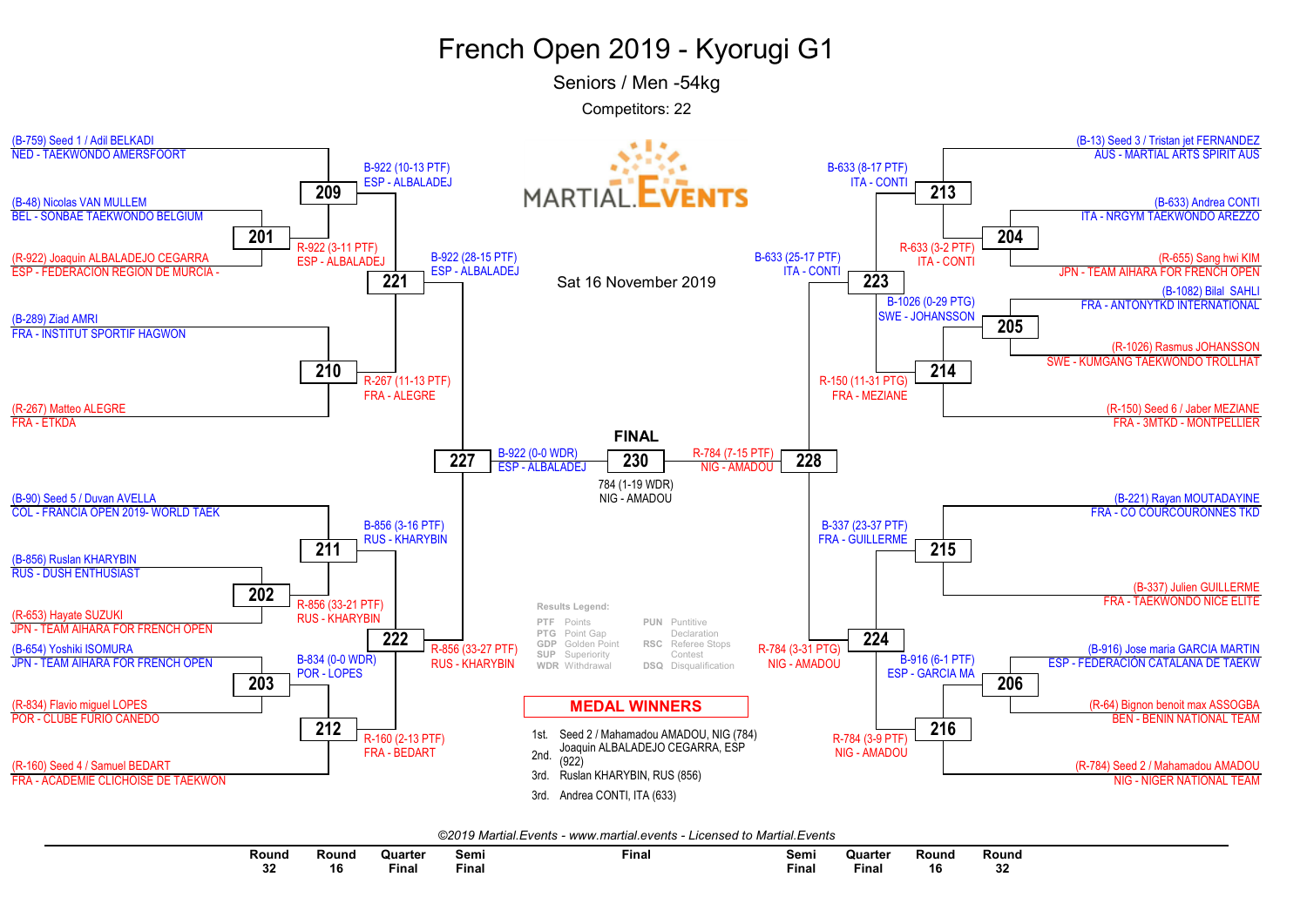# French Open 2019 - Kyorugi G1

## Seniors / Men -54kg

Competitors: 22

Sat 16 November 2019

### Left side

(B-759) Seed 1 / Adil BELKADI
NED - TAEKWONDO AMERSFOORT

(B-48) Nicolas VAN MULLEM
BEL - SONBAE TAEKWONDO BELGIUM

(R-922) Joaquin ALBALADEJO CEGARRA
ESP - FEDERACION REGION DE MURCIA -

(B-289) Ziad AMRI
FRA - INSTITUT SPORTIF HAGWON

(R-267) Matteo ALEGRE
FRA - ETKDA

(B-90) Seed 5 / Duvan AVELLA
COL - FRANCIA OPEN 2019- WORLD TAEK

(B-856) Ruslan KHARYBIN
RUS - DUSH ENTHUSIAST

(R-653) Hayate SUZUKI
JPN - TEAM AIHARA FOR FRENCH OPEN

(B-654) Yoshiki ISOMURA
JPN - TEAM AIHARA FOR FRENCH OPEN

(R-834) Flavio miguel LOPES
POR - CLUBE FURIO CANEDO

(R-160) Seed 4 / Samuel BEDART
FRA - ACADEMIE CLICHOISE DE TAEKWON

- 201: R-922 (3-11 PTF) ESP - ALBALADEJ
- 209: B-922 (10-13 PTF) ESP - ALBALADEJ
- 210: R-267 (11-13 PTF) FRA - ALEGRE
- 221: B-922 (28-15 PTF) ESP - ALBALADEJ
- 202: R-856 (33-21 PTF) RUS - KHARYBIN
- 211: B-856 (3-16 PTF) RUS - KHARYBIN
- 203: B-834 (0-0 WDR) POR - LOPES
- 212: R-160 (2-13 PTF) FRA - BEDART
- 222: R-856 (33-27 PTF) RUS - KHARYBIN
- 227: B-922 (0-0 WDR) ESP - ALBALADEJ

### Right side

(B-13) Seed 3 / Tristan jet FERNANDEZ
AUS - MARTIAL ARTS SPIRIT AUS

(B-633) Andrea CONTI
ITA - NRGYM TAEKWONDO AREZZO

(R-655) Sang hwi KIM
JPN - TEAM AIHARA FOR FRENCH OPEN

(B-1082) Bilal SAHLI
FRA - ANTONYTKD INTERNATIONAL

(R-1026) Rasmus JOHANSSON
SWE - KUMGANG TAEKWONDO TROLLHAT

(R-150) Seed 6 / Jaber MEZIANE
FRA - 3MTKD - MONTPELLIER

(B-221) Rayan MOUTADAYINE
FRA - CO COURCOURONNES TKD

(B-337) Julien GUILLERME
FRA - TAEKWONDO NICE ELITE

(B-916) Jose maria GARCIA MARTIN
ESP - FEDERACION CATALANA DE TAEKW

(R-64) Bignon benoit max ASSOGBA
BEN - BENIN NATIONAL TEAM

(R-784) Seed 2 / Mahamadou AMADOU
NIG - NIGER NATIONAL TEAM

- 204: R-633 (3-2 PTF) ITA - CONTI
- 213: B-633 (8-17 PTF) ITA - CONTI
- 205: B-1026 (0-29 PTG) SWE - JOHANSSON
- 214: R-150 (11-31 PTG) FRA - MEZIANE
- 223: B-633 (25-17 PTF) ITA - CONTI
- 215: B-337 (23-37 PTF) FRA - GUILLERME
- 206: B-916 (6-1 PTF) ESP - GARCIA MA
- 216: R-784 (3-9 PTF) NIG - AMADOU
- 224: R-784 (3-31 PTG) NIG - AMADOU
- 228: R-784 (7-15 PTF) NIG - AMADOU

### FINAL

230: 784 (1-19 WDR) NIG - AMADOU

### Results Legend:

| | | | |
|---|---|---|---|
| PTF | Points | PUN | Puntitive Declaration |
| PTG | Point Gap | RSC | Referee Stops Contest |
| GDP | Golden Point | DSQ | Disqualification |
| SUP | Superiority | | |
| WDR | Withdrawal | | |

### MEDAL WINNERS

- 1st. Seed 2 / Mahamadou AMADOU, NIG (784)
- 2nd. Joaquin ALBALADEJO CEGARRA, ESP (922)
- 3rd. Ruslan KHARYBIN, RUS (856)
- 3rd. Andrea CONTI, ITA (633)

*©2019 Martial.Events - www.martial.events - Licensed to Martial.Events*

Round 32 | Round 16 | Quarter Final | Semi Final | Final | Semi Final | Quarter Final | Round 16 | Round 32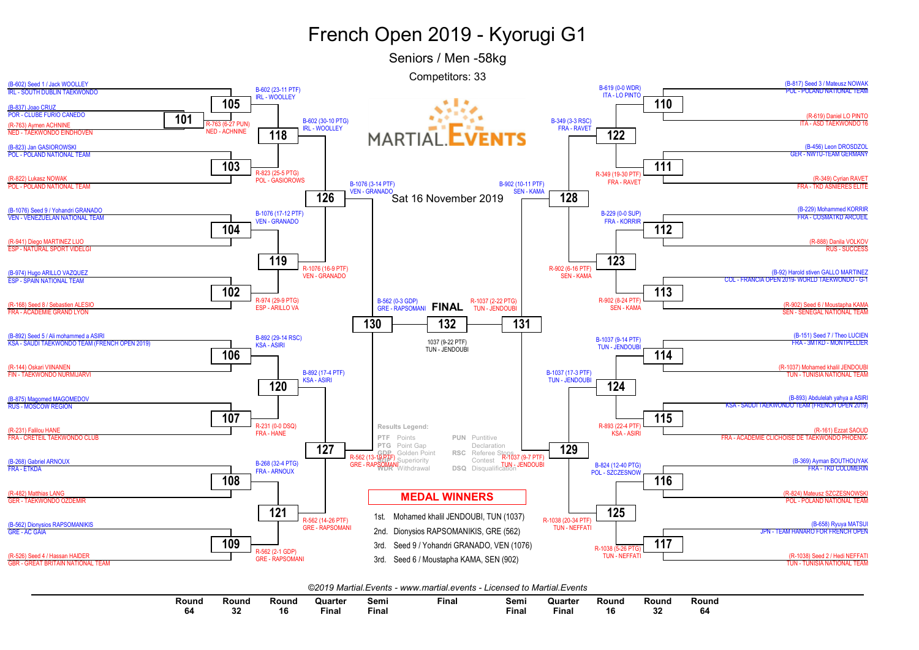# French Open 2019 - Kyorugi G1

## Seniors / Men -58kg

Competitors: 33

Sat 16 November 2019

### Left side of bracket

**Round 64**
- Match 101: (B-837) Joao CRUZ, POR - CLUBE FURIO CANEDO vs (R-763) Aymen ACHNINE, NED - TAEKWONDO EINDHOVEN → R-763 (6-27 PUN) NED - ACHNINE

**Round 32**
- Match 105: (B-602) Seed 1 / Jack WOOLLEY, IRL - SOUTH DUBLIN TAEKWONDO vs Winner 101 → B-602 (23-11 PTF) IRL - WOOLLEY
- Match 103: (B-823) Jan GASIOROWSKI, POL - POLAND NATIONAL TEAM vs (R-822) Lukasz NOWAK, POL - POLAND NATIONAL TEAM → R-823 (25-5 PTG) POL - GASIOROWS
- Match 104: (B-1076) Seed 9 / Yohandri GRANADO, VEN - VENEZUELAN NATIONAL TEAM vs (R-941) Diego MARTINEZ LUO, ESP - NATURAL SPORT VIDELGI → B-1076 (17-12 PTF) VEN - GRANADO
- Match 102: (B-974) Hugo ARILLO VAZQUEZ, ESP - SPAIN NATIONAL TEAM vs (R-168) Seed 8 / Sebastien ALESIO, FRA - ACADEMIE GRAND LYON → R-974 (29-9 PTG) ESP - ARILLO VA
- Match 106: (B-892) Seed 5 / Ali mohammed a ASIRI, KSA - SAUDI TAEKWONDO TEAM (FRENCH OPEN 2019) vs (R-144) Oskari VIINANEN, FIN - TAEKWONDO NURMIJARVI → B-892 (29-14 RSC) KSA - ASIRI
- Match 107: (B-875) Magomed MAGOMEDOV, RUS - MOSCOW REGION vs (R-231) Fallou HANE, FRA - CRETEIL TAEKWONDO CLUB → R-231 (0-0 DSQ) FRA - HANE
- Match 108: (B-268) Gabriel ARNOUX, FRA - ETKDA vs (R-482) Matthias LANG, GER - TAEKWONDO OZDEMIR → B-268 (32-4 PTG) FRA - ARNOUX
- Match 109: (B-562) Dionysios RAPSOMANIKIS, GRE - AC GAIA vs (R-526) Seed 4 / Hassan HAIDER, GBR - GREAT BRITAIN NATIONAL TEAM → R-562 (2-1 GDP) GRE - RAPSOMANI

**Round 16**
- Match 118: B-602 (30-10 PTG) IRL - WOOLLEY
- Match 119: R-1076 (16-9 PTF) VEN - GRANADO
- Match 120: B-892 (17-4 PTF) KSA - ASIRI
- Match 121: R-562 (14-26 PTF) GRE - RAPSOMANI

**Quarter Final**
- Match 126: B-1076 (3-14 PTF) VEN - GRANADO
- Match 127: R-562 (13-19 PTF) GRE - RAPSOMANI

**Semi Final**
- Match 130: B-562 (0-3 GDP) GRE - RAPSOMANI

### Right side of bracket

**Round 32**
- Match 110: (B-817) Seed 3 / Mateusz NOWAK, POL - POLAND NATIONAL TEAM vs (R-619) Daniel LO PINTO, ITA - ASD TAEKWONDO 16 → B-619 (0-0 WDR) ITA - LO PINTO
- Match 111: (B-456) Leon DROSDZOL, GER - NWTU-TEAM GERMANY vs (R-349) Cyrian RAVET, FRA - TKD ASNIERES ELITE → R-349 (19-30 PTF) FRA - RAVET
- Match 112: (B-229) Mohammed KORRIR, FRA - COSMATKD ARCUEIL vs (R-888) Danila VOLKOV, RUS - SUCCESS → B-229 (0-0 SUP) FRA - KORRIR
- Match 113: (B-92) Harold stiven GALLO MARTINEZ, COL - FRANCIA OPEN 2019- WORLD TAEKWONDO - G-1 vs (R-902) Seed 6 / Moustapha KAMA, SEN - SENEGAL NATIONAL TEAM → R-902 (8-24 PTF) SEN - KAMA
- Match 114: (B-151) Seed 7 / Theo LUCIEN, FRA - 3MTKD - MONTPELLIER vs (R-1037) Mohamed khalil JENDOUBI, TUN - TUNISIA NATIONAL TEAM → B-1037 (9-14 PTF) TUN - JENDOUBI
- Match 115: (B-893) Abdulelah yahya a ASIRI, KSA - SAUDI TAEKWONDO TEAM (FRENCH OPEN 2019) vs (R-161) Ezzat SAOUD, FRA - ACADEMIE CLICHOISE DE TAEKWONDO PHOENIX- → R-893 (22-4 PTF) KSA - ASIRI
- Match 116: (B-369) Ayman BOUTHOUYAK, FRA - TKD COLUMERIN vs (R-824) Mateusz SZCZESNOWSKI, POL - POLAND NATIONAL TEAM → B-824 (12-40 PTG) POL - SZCZESNOW
- Match 117: (B-658) Ryuya MATSUI, JPN - TEAM HANARO FOR FRENCH OPEN vs (R-1038) Seed 2 / Hedi NEFFATI, TUN - TUNISIA NATIONAL TEAM → R-1038 (5-26 PTG) TUN - NEFFATI

**Round 16**
- Match 122: B-349 (3-3 RSC) FRA - RAVET
- Match 123: R-902 (6-16 PTF) SEN - KAMA
- Match 124: B-1037 (17-3 PTF) TUN - JENDOUBI
- Match 125: R-1038 (20-34 PTF) TUN - NEFFATI

**Quarter Final**
- Match 128: B-902 (10-11 PTF) SEN - KAMA
- Match 129: R-1037 (9-7 PTF) TUN - JENDOUBI

**Semi Final**
- Match 131: R-1037 (2-22 PTG) TUN - JENDOUBI

### FINAL

- Match 132: 1037 (9-22 PTF) TUN - JENDOUBI

### Results Legend:

| Code | Meaning | Code | Meaning |
|---|---|---|---|
| PTF | Points | PUN | Puntitive |
| PTG | Point Gap | | Declaration |
| GDP | Golden Point | RSC | Referee Stops Contest |
| SUP | Superiority | | |
| WDR | Withdrawal | DSQ | Disqualification |

### MEDAL WINNERS

1st. Mohamed khalil JENDOUBI, TUN (1037)
2nd. Dionysios RAPSOMANIKIS, GRE (562)
3rd. Seed 9 / Yohandri GRANADO, VEN (1076)
3rd. Seed 6 / Moustapha KAMA, SEN (902)

*©2019 Martial.Events - www.martial.events - Licensed to Martial.Events*

Round 64 | Round 32 | Round 16 | Quarter Final | Semi Final | Final | Semi Final | Quarter Final | Round 16 | Round 32 | Round 64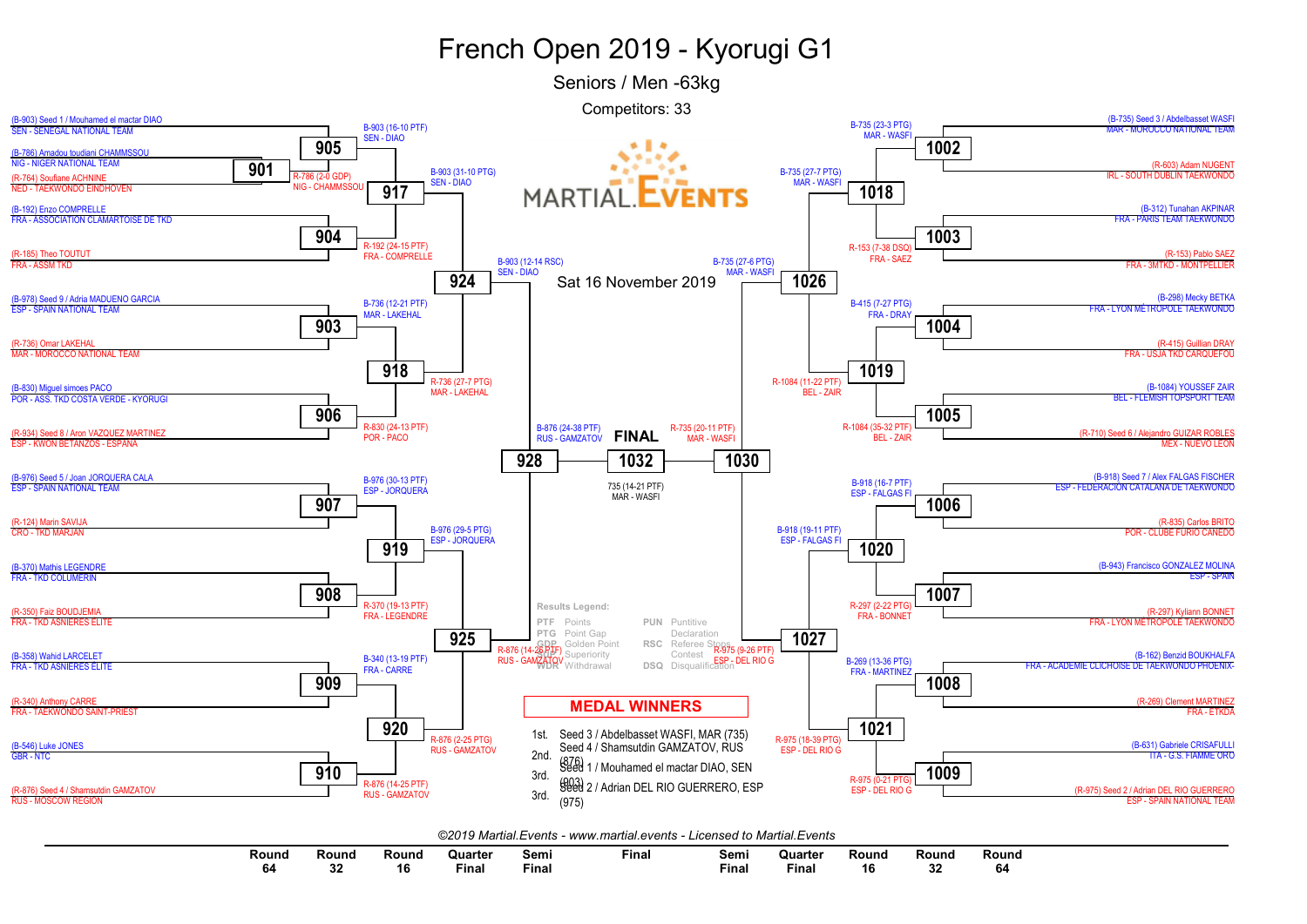# French Open 2019 - Kyorugi G1

## Seniors / Men -63kg

Competitors: 33

Sat 16 November 2019

### Left half

**Round 64**

- 901: (B-786) Amadou toudiani CHAMMSSOU, NIG - NIGER NATIONAL TEAM vs (R-764) Soufiane ACHNINE, NED - TAEKWONDO EINDHOVEN → R-786 (2-0 GDP) NIG - CHAMMSSOU

**Round 32**

- 905: (B-903) Seed 1 / Mouhamed el mactar DIAO, SEN - SENEGAL NATIONAL TEAM vs winner 901 → B-903 (16-10 PTF) SEN - DIAO
- 904: (B-192) Enzo COMPRELLE, FRA - ASSOCIATION CLAMARTOISE DE TKD vs (R-185) Theo TOUTOU, FRA - ASSM TKD → R-192 (24-15 PTF) FRA - COMPRELLE
- 903: (B-978) Seed 9 / Adria MADUENO GARCIA, ESP - SPAIN NATIONAL TEAM vs (R-736) Omar LAKEHAL, MAR - MOROCCO NATIONAL TEAM → B-736 (12-21 PTF) MAR - LAKEHAL
- 906: (B-830) Miguel simoes PACO, POR - ASS. TKD COSTA VERDE - KYORUGI vs (R-934) Seed 8 / Aron VAZQUEZ MARTINEZ, ESP - KWON BETANZOS - ESPANA → R-830 (24-13 PTF) POR - PACO
- 907: (B-976) Seed 5 / Joan JORQUERA CALA, ESP - SPAIN NATIONAL TEAM vs (R-124) Marin SAVIJA, CRO - TKD MARJAN → B-976 (30-13 PTF) ESP - JORQUERA
- 908: (B-370) Mathis LEGENDRE, FRA - TKD COLUMERIN vs (R-350) Faiz BOUDJEMIA, FRA - TKD ASNIERES ELITE → R-370 (19-13 PTF) FRA - LEGENDRE
- 909: (B-358) Wahid LARCELET, FRA - TKD ASNIERES ELITE vs (R-340) Anthony CARRE, FRA - TAEKWONDO SAINT-PRIEST → B-340 (13-19 PTF) FRA - CARRE
- 910: (B-546) Luke JONES, GBR - NTC vs (R-876) Seed 4 / Shamsutdin GAMZATOV, RUS - MOSCOW REGION → R-876 (14-25 PTF) RUS - GAMZATOV

**Round 16**

- 917: B-903 (31-10 PTG) SEN - DIAO
- 918: R-736 (27-7 PTG) MAR - LAKEHAL
- 919: B-976 (29-5 PTG) ESP - JORQUERA
- 920: R-876 (2-25 PTG) RUS - GAMZATOV

**Quarter Final**

- 924: B-903 (12-14 RSC) SEN - DIAO
- 925: R-876 (14-26 PTF) RUS - GAMZATOV

**Semi Final**

- 928: B-876 (24-38 PTF) RUS - GAMZATOV

### Right half

**Round 64 / Round 32**

- 1002: (B-735) Seed 3 / Abdelbasset WASFI, MAR - MOROCCO NATIONAL TEAM vs (R-603) Adam NUGENT, IRL - SOUTH DUBLIN TAEKWONDO → B-735 (23-3 PTG) MAR - WASFI
- 1003: (B-312) Tunahan AKPINAR, FRA - PARIS TEAM TAEKWONDO vs (R-153) Pablo SAEZ, FRA - 3MTKD - MONTPELLIER → R-153 (7-38 DSQ) FRA - SAEZ
- 1004: (B-298) Mecky BETKA, FRA - LYON METROPOLE TAEKWONDO vs (R-415) Guillian DRAY, FRA - USJA TKD CARQUEFOU → B-415 (7-27 PTG) FRA - DRAY
- 1005: (B-1084) YOUSSEF ZAIR, BEL - FLEMISH TOPSPORT TEAM vs (R-710) Seed 6 / Alejandro GUIZAR ROBLES, MEX - NUEVO LEON → R-1084 (35-32 PTF) BEL - ZAIR
- 1006: (B-918) Seed 7 / Alex FALGAS FISCHER, ESP - FEDERACION CATALANA DE TAEKWONDO vs (R-835) Carlos BRITO, POR - CLUBE FURIO CANEDO → B-918 (16-7 PTF) ESP - FALGAS FI
- 1007: (B-943) Francisco GONZALEZ MOLINA, ESP - SPAIN vs (R-297) Kyliann BONNET, FRA - LYON METROPOLE TAEKWONDO → R-297 (2-22 PTG) FRA - BONNET
- 1008: (B-162) Benzid BOUKHALFA, FRA - ACADEMIE CLICHOISE DE TAEKWONDO PHOENIX vs (R-269) Clement MARTINEZ, FRA - ETKDA → B-269 (13-36 PTG) FRA - MARTINEZ
- 1009: (B-631) Gabriele CRISAFULLI, ITA - G.S. FIAMME ORO vs (R-975) Seed 2 / Adrian DEL RIO GUERRERO, ESP - SPAIN NATIONAL TEAM → R-975 (0-21 PTG) ESP - DEL RIO G

**Round 16**

- 1018: B-735 (27-7 PTG) MAR - WASFI
- 1019: R-1084 (11-22 PTF) BEL - ZAIR
- 1020: B-918 (19-11 PTF) ESP - FALGAS FI
- 1021: R-975 (18-39 PTG) ESP - DEL RIO G

**Quarter Final**

- 1026: B-735 (27-6 PTG) MAR - WASFI
- 1027: R-975 (9-26 PTF) ESP - DEL RIO G

**Semi Final**

- 1030: R-735 (20-11 PTF) MAR - WASFI

### FINAL

- 1032: 735 (14-21 PTF) MAR - WASFI

### Results Legend:

| | | | |
|---|---|---|---|
| PTF | Points | PUN | Puntitive |
| PTG | Point Gap | | Declaration |
| GDP | Golden Point | RSC | Referee Stops Contest |
| SUP | Superiority | | |
| WDR | Withdrawal | DSQ | Disqualification |

### MEDAL WINNERS

| | |
|---|---|
| 1st. | Seed 3 / Abdelbasset WASFI, MAR (735) |
| 2nd. | Seed 4 / Shamsutdin GAMZATOV, RUS (876) |
| 3rd. | Seed 1 / Mouhamed el mactar DIAO, SEN (903) |
| 3rd. | Seed 2 / Adrian DEL RIO GUERRERO, ESP (975) |

*©2019 Martial.Events - www.martial.events - Licensed to Martial.Events*

Round 64 | Round 32 | Round 16 | Quarter Final | Semi Final | Final | Semi Final | Quarter Final | Round 16 | Round 32 | Round 64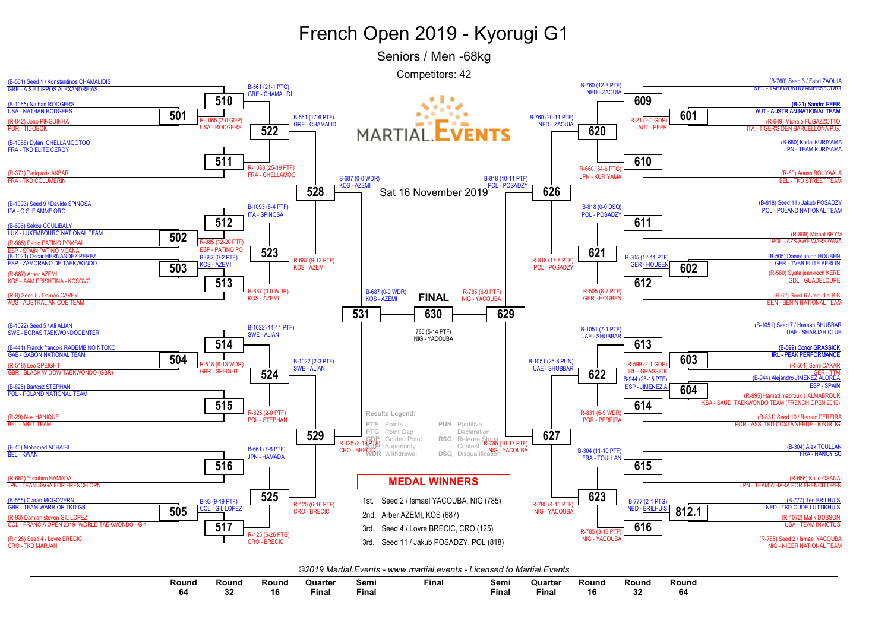# French Open 2019 - Kyorugi G1

## Seniors / Men -68kg

Competitors: 42

Sat 16 November 2019

### Left side of bracket

**Round 64 / Round 32**

- (B-561) Seed 1 / Konstantinos CHAMALIDIS — GRE - A.S FILIPPOS ALEXANDREIAS
- (B-1065) Nathan RODGERS — USA - NATHAN RODGERS
- (R-842) Joao PINGUINHA — POR - TIDOBOK
- Match 501: R-1065 (2-0 GDP) USA - RODGERS
- Match 510: B-561 (21-1 PTG) GRE - CHAMALIDI
- (B-1088) Dylan CHELLAMOOTOO — FRA - TKD ELITE CERGY
- (R-371) Tariq aziz AKBAR — FRA - TKD COLUMERIN
- Match 511: R-1088 (25-19 PTF) FRA - CHELLAMOO
- (B-1093) Seed 9 / Davide SPINOSA — ITA - G.S. FIAMME ORO
- (B-696) Sekou COULIBALY — LUX - LUXEMBOURG NATIONAL TEAM
- (R-985) Pablo PATINO POMBAL — ESP - SPAIN PATINO MOANA
- Match 502: R-985 (12-20 PTF) ESP - PATINO PO
- Match 512: B-1093 (8-4 PTF) ITA - SPINOSA
- (B-1021) Oscar HERNANDEZ PEREZ — ESP - ZAMORANO DE TAEKWONDO
- (R-687) Arber AZEMI — KOS - AAM PRISHTINA - KOSOVO
- Match 503: B-687 (0-2 PTF) KOS - AZEMI
- (R-8) Seed 8 / Damon CAVEY — AUS - AUSTRALIAN COE TEAM
- Match 513: R-687 (0-0 WDR) KOS - AZEMI
- (B-1022) Seed 5 / Ali ALIAN — SWE - BORAS TAEKWONDOCENTER
- (B-441) Franck francois RADEMBINO NTOKO — GAB - GABON NATIONAL TEAM
- (R-518) Leo SPEIGHT — GBR - BLACK WIDOW TAEKWONDO (GBR)
- Match 504: R-518 (6-13 WDR) GBR - SPEIGHT
- Match 514: B-1022 (14-11 PTF) SWE - ALIAN
- (B-825) Bartosz STEPHAN — POL - POLAND NATIONAL TEAM
- (R-29) Noa HANIQUE — BEL - ABFT TEAM
- Match 515: R-825 (2-0 PTF) POL - STEPHAN
- (B-40) Mohamed ACHAIBI — BEL - KWAN
- (R-661) Yasuhiro HAMADA — JPN - TEAM SAGA FOR FRENCH OPN
- Match 516: B-661 (7-8 PTF) JPN - HAMADA
- (B-555) Ciaran MCGOVERN — GBR - TEAM WARRIOR TKD GB
- (R-93) Damian steven GIL LOPEZ — COL - FRANCIA OPEN 2019- WORLD TAEKWONDO - G-1
- Match 505: B-93 (9-19 PTF) COL - GIL LOPEZ
- (R-125) Seed 4 / Lovre BRECIC — CRO - TKD MARJAN
- Match 517: R-125 (6-26 PTG) CRO - BRECIC

**Round 16**

- Match 522: B-561 (17-6 PTF) GRE - CHAMALIDI
- Match 523: R-687 (9-12 PTF) KOS - AZEMI
- Match 524: B-1022 (2-3 PTF) SWE - ALIAN
- Match 525: R-125 (6-16 PTF) CRO - BRECIC

**Quarter Final**

- Match 528: B-687 (0-0 WDR) KOS - AZEMI
- Match 529: R-125 (8-19 PTF) CRO - BRECIC

**Semi Final**

- Match 531: B-687 (0-0 WDR) KOS - AZEMI

### Final

- Match 630: 785 (5-14 PTF) NIG - YACOUBA

### Right side of bracket

**Round 64 / Round 32**

- (B-760) Seed 3 / Fahd ZAOUIA — NED - TAEKWONDO AMERSFOORT
- (B-21) Sandro PEER — AUT - AUSTRIAN NATIONAL TEAM
- (R-649) Michele FUGAZZOTTO — ITA - TIGER'S DEN BARCELLONA P.G.
- Match 601: R-21 (2-0 GDP) AUT - PEER
- Match 609: B-760 (12-3 PTF) NED - ZAOUIA
- (B-660) Kodai KURIYAMA — JPN - TEAM KURIYAMA
- (R-60) Anass BOUYAALA — BEL - TKD STREET TEAM
- Match 610: R-660 (34-6 PTG) JPN - KURIYAMA
- (B-818) Seed 11 / Jakub POSADZY — POL - POLAND NATIONAL TEAM
- (R-809) Michal BRYM — POL - AZS AWF WARSZAWA
- Match 611: B-818 (0-0 DSQ) POL - POSADZY
- (B-505) Daniel anton HOUBEN — GER - TVBB ELITE BERLIN
- (R-580) Syata jean-roch KERE — GDL - GUADELOUPE
- Match 602: B-505 (12-11 PTF) GER - HOUBEN
- (R-62) Seed 6 / Jehudiel KIKI — BEN - BENIN NATIONAL TEAM
- Match 612: R-505 (8-7 PTF) GER - HOUBEN
- (B-1051) Seed 7 / Hassan SHUBBAR — UAE - SHARJAH CLUB
- (B-599) Conor GRASSICK — IRL - PEAK PERFORMANCE
- (R-501) Semi CAKAR — GER - TTM
- Match 603: R-599 (2-1 GDP) IRL - GRASSICK
- Match 613: B-1051 (7-1 PTF) UAE - SHUBBAR
- (B-944) Alejandro JIMENEZ ALORDA — ESP - SPAIN
- (R-895) Hamad mabrouk s ALMABROUK — KSA - SAUDI TAEKWONDO TEAM (FRENCH OPEN 2019)
- Match 604: B-944 (28-15 PTF) ESP - JIMENEZ A
- (R-831) Seed 10 / Renato PEREIRA — POR - ASS. TKD COSTA VERDE - KYORUGI
- Match 614: R-831 (6-9 WDR) POR - PEREIRA
- (B-304) Alex TOULLAN — FRA - NANCY SC
- (R-656) Kaito OSANAI — JPN - TEAM AIHARA FOR FRENCH OPEN
- Match 615: B-304 (11-10 PTF) FRA - TOULLAN
- (B-777) Ted BRILHUIS — NED - TKD OUDE LUTTIKHUIS
- (R-1072) Malik DOBSON — USA - TEAM INVICTUS
- Match 812.1: B-777 (2-1 PTG) NED - BRILHUIS
- (R-785) Seed 2 / Ismael YACOUBA — NIG - NIGER NATIONAL TEAM
- Match 616: R-785 (3-18 PTF) NIG - YACOUBA

**Round 16**

- Match 620: B-760 (20-11 PTF) NED - ZAOUIA
- Match 621: R-818 (17-8 PTF) POL - POSADZY
- Match 622: B-1051 (26-8 PUN) UAE - SHUBBAR
- Match 623: R-785 (4-15 PTF) NIG - YACOUBA

**Quarter Final**

- Match 626: B-818 (10-11 PTF) POL - POSADZY
- Match 627: R-785 (10-17 PTF) NIG - YACOUBA

**Semi Final**

- Match 629: R-785 (6-9 PTF) NIG - YACOUBA

### Results Legend:

| Code | Meaning | Code | Meaning |
|---|---|---|---|
| PTF | Points | PUN | Punitive Declaration |
| PTG | Point Gap | RSC | Referee Stops Contest |
| GDP | Golden Point | | |
| SUP | Superiority | | |
| WDR | Withdrawal | DSQ | Disqualification |

### MEDAL WINNERS

1st. Seed 2 / Ismael YACOUBA, NIG (785)
2nd. Arber AZEMI, KOS (687)
3rd. Seed 4 / Lovre BRECIC, CRO (125)
3rd. Seed 11 / Jakub POSADZY, POL (818)

*©2019 Martial.Events - www.martial.events - Licensed to Martial.Events*

Round 64 | Round 32 | Round 16 | Quarter Final | Semi Final | Final | Semi Final | Quarter Final | Round 16 | Round 32 | Round 64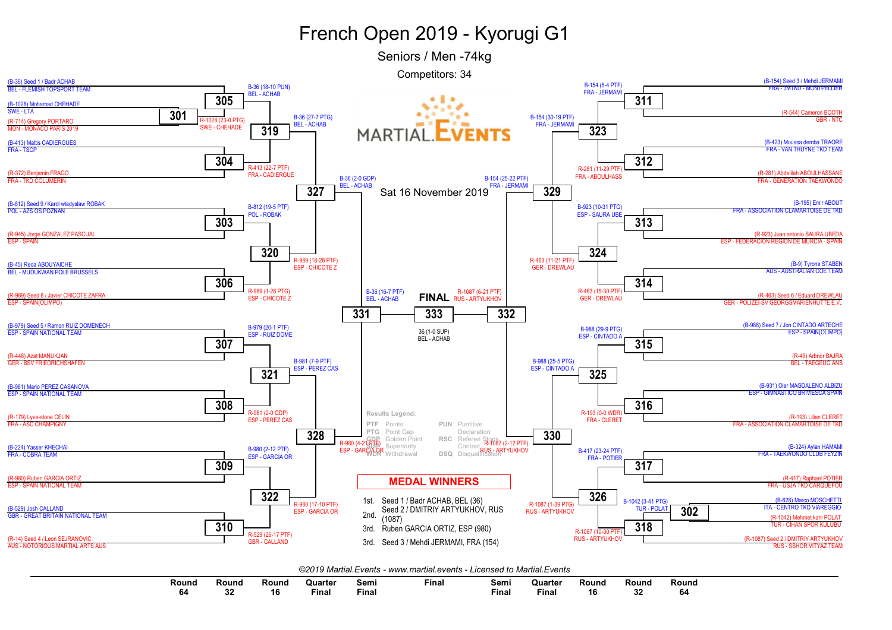# French Open 2019 - Kyorugi G1

## Seniors / Men -74kg

Competitors: 34

Sat 16 November 2019

### Round 64

- 301: (B-1028) Mohamad CHEHADE, SWE - LTA vs (R-714) Gregory PORTARO, MON - MONACO PARIS 2019 → R-1028 (23-0 PTG) SWE - CHEHADE
- 302: (B-628) Marco MOSCHETTI, ITA - CENTRO TKD VIAREGGIO vs (R-1042) Mehmet kani POLAT, TUR - CIHAN SPOR KULUBU → B-1042 (3-41 PTG) TUR - POLAT

### Round 32 / Round 16 (Left side)

- 305: (B-36) Seed 1 / Badr ACHAB, BEL - FLEMISH TOPSPORT TEAM vs 301 winner → B-36 (18-10 PUN) BEL - ACHAB
- 304: (B-413) Mattis CADIERGUES, FRA - TSCP vs (R-372) Benjamin FRAGO, FRA - TKD COLUMERIN → R-413 (22-7 PTF) FRA - CADIERGUE
- 303: (B-812) Seed 9 / Karol wladyslaw ROBAK, POL - AZS OS POZNAN vs (R-945) Jorge GONZALEZ PASCUAL, ESP - SPAIN → B-812 (19-5 PTF) POL - ROBAK
- 306: (B-45) Reda ABOUYAICHE, BEL - MUDUKWAN POLE BRUSSELS vs (R-989) Seed 8 / Javier CHICOTE ZAFRA, ESP - SPAIN(OLIMPO) → R-989 (1-26 PTG) ESP - CHICOTE Z
- 307: (B-979) Seed 5 / Ramon RUIZ DOMENECH, ESP - SPAIN NATIONAL TEAM vs (R-448) Azat MANUKJAN, GER - BSV FRIEDRICHSHAFEN → B-979 (20-1 PTF) ESP - RUIZ DOME
- 308: (B-981) Mario PEREZ CASANOVA, ESP - SPAIN NATIONAL TEAM vs (R-179) Lyve-stone CELIN, FRA - ASC CHAMPIGNY → R-981 (2-0 GDP) ESP - PEREZ CAS
- 309: (B-224) Yasser KHECHAI, FRA - COBRA TEAM vs (R-980) Ruben GARCIA ORTIZ, ESP - SPAIN NATIONAL TEAM → B-980 (2-12 PTF) ESP - GARCIA OR
- 310: (B-529) Josh CALLAND, GBR - GREAT BRITAIN NATIONAL TEAM vs (R-14) Seed 4 / Leon SEJRANOVIC, AUS - NOTORIOUS MARTIAL ARTS AUS → R-529 (26-17 PTF) GBR - CALLAND

### Round 32 / Round 16 (Right side)

- 311: (B-154) Seed 3 / Mehdi JERMAMI, FRA - 3MTKD - MONTPELLIER vs (R-544) Cameron BOOTH, GBR - NTC → B-154 (5-4 PTF) FRA - JERMAMI
- 312: (B-423) Moussa demba TRAORE, FRA - VAN THUYNE TKD TEAM vs (R-281) Abdellah ABOULHASSANE, FRA - GENERATION TAEKWONDO → R-281 (11-29 PTF) FRA - ABOULHASS
- 313: (B-195) Emir ABOUT, FRA - ASSOCIATION CLAMARTOISE DE TKD vs (R-923) Juan antonio SAURA UBEDA, ESP - FEDERACION REGION DE MURCIA - SPAIN → B-923 (10-31 PTG) ESP - SAURA UBE
- 314: (B-9) Tyrone STABEN, AUS - AUSTRALIAN COE TEAM vs (R-463) Seed 6 / Eduard DREWLAU, GER - POLIZEI-SV GEORGSMARIENHUTTE E.V. → R-463 (15-30 PTF) GER - DREWLAU
- 315: (B-988) Seed 7 / Jon CINTADO ARTECHE, ESP - SPAIN(OLIMPO) vs (R-49) Arbnor BAJRA, BEL - TAEGEUG ANS → B-988 (29-9 PTG) ESP - CINTADO A
- 316: (B-931) Oier MAGDALENO ALBIZU, ESP - GIMNASTICO BRIVIESCA SPAIN vs (R-193) Lilian CLERET, FRA - ASSOCIATION CLAMARTOISE DE TKD → R-193 (0-0 WDR) FRA - CLERET
- 317: (B-324) Aylan HAMAMI, FRA - TAEKWONDO CLUB FEYZIN vs (R-417) Raphael POTIER, FRA - USJA TKD CARQUEFOU → B-417 (23-24 PTF) FRA - POTIER
- 318: 302 winner vs (R-1087) Seed 2 / DMITRIY ARTYUKHOV, RUS - SSHOR VITYAZ TEAM → R-1087 (10-30 PTF) RUS - ARTYUKHOV

### Quarter Final

- 319: B-36 (27-7 PTG) BEL - ACHAB
- 320: R-989 (18-28 PTF) ESP - CHICOTE Z
- 321: B-981 (7-9 PTF) ESP - PEREZ CAS
- 322: R-980 (17-10 PTF) ESP - GARCIA OR
- 323: B-154 (30-19 PTF) FRA - JERMAMI
- 324: R-463 (11-21 PTF) GER - DREWLAU
- 325: B-988 (25-5 PTG) ESP - CINTADO A
- 326: R-1087 (1-39 PTG) RUS - ARTYUKHOV

### Semi Final

- 327: B-36 (2-0 GDP) BEL - ACHAB
- 328: R-980 (4-21 PTF) ESP - GARCIA OR
- 329: B-154 (25-22 PTF) FRA - JERMAMI
- 330: R-1087 (2-12 PTF) RUS - ARTYUKHOV

### Final

- 331: B-36 (16-7 PTF) BEL - ACHAB
- 332: R-1087 (6-21 PTF) RUS - ARTYUKHOV
- 333: 36 (1-0 SUP) BEL - ACHAB

**Results Legend:**

| | | | |
|---|---|---|---|
| PTF | Points | PUN | Punitive Declaration |
| PTG | Point Gap | RSC | Referee Stops Contest |
| GDP | Golden Point | | |
| SUP | Superiority | | |
| WDR | Withdrawal | DSQ | Disqualification |

**MEDAL WINNERS**

1st. Seed 1 / Badr ACHAB, BEL (36)
2nd. Seed 2 / DMITRIY ARTYUKHOV, RUS (1087)
3rd. Ruben GARCIA ORTIZ, ESP (980)
3rd. Seed 3 / Mehdi JERMAMI, FRA (154)

*©2019 Martial.Events - www.martial.events - Licensed to Martial.Events*

Round 64 | Round 32 | Round 16 | Quarter Final | Semi Final | Final | Semi Final | Quarter Final | Round 16 | Round 32 | Round 64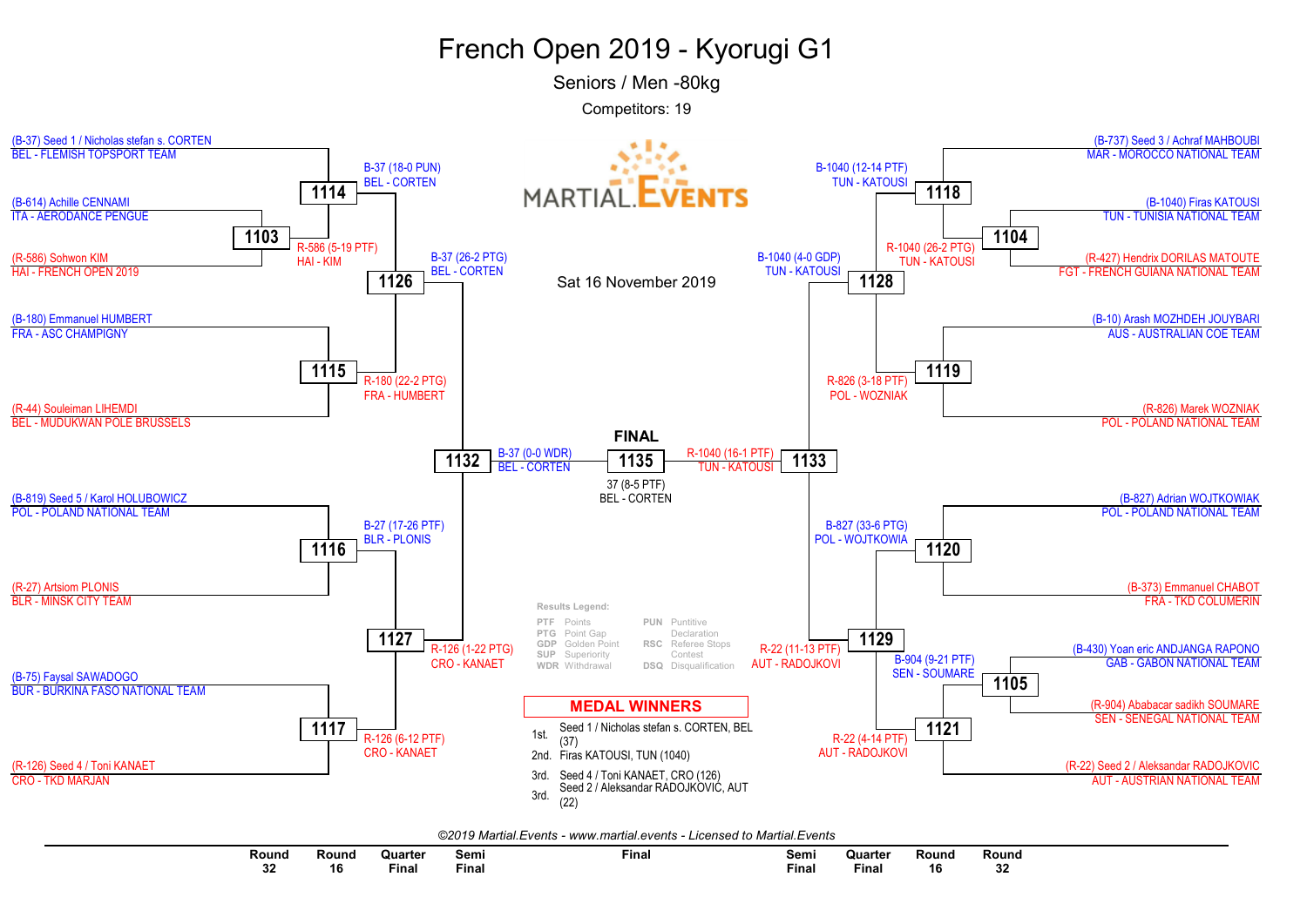# French Open 2019 - Kyorugi G1

## Seniors / Men -80kg

Competitors: 19

Sat 16 November 2019

### Left bracket

| Competitor | Match | Result |
|---|---|---|
| (B-37) Seed 1 / Nicholas stefan s. CORTEN — BEL - FLEMISH TOPSPORT TEAM | 1114 | B-37 (18-0 PUN) BEL - CORTEN |
| (B-614) Achille CENNAMI — ITA - AERODANCE PENGUE | 1103 | R-586 (5-19 PTF) HAI - KIM |
| (R-586) Sohwon KIM — HAI - FRENCH OPEN 2019 | | |
| (B-180) Emmanuel HUMBERT — FRA - ASC CHAMPIGNY | 1115 | R-180 (22-2 PTG) FRA - HUMBERT |
| (R-44) Souleiman LIHEMDI — BEL - MUDUKWAN POLE BRUSSELS | | |
| (B-819) Seed 5 / Karol HOLUBOWICZ — POL - POLAND NATIONAL TEAM | 1116 | B-27 (17-26 PTF) BLR - PLONIS |
| (R-27) Artsiom PLONIS — BLR - MINSK CITY TEAM | | |
| (B-75) Faysal SAWADOGO — BUR - BURKINA FASO NATIONAL TEAM | 1117 | R-126 (6-12 PTF) CRO - KANAET |
| (R-126) Seed 4 / Toni KANAET — CRO - TKD MARJAN | | |

- 1126: B-37 (26-2 PTG) BEL - CORTEN
- 1127: R-126 (1-22 PTG) CRO - KANAET
- 1132: B-37 (0-0 WDR) BEL - CORTEN

### Right bracket

| Competitor | Match | Result |
|---|---|---|
| (B-737) Seed 3 / Achraf MAHBOUBI — MAR - MOROCCO NATIONAL TEAM | 1118 | B-1040 (12-14 PTF) TUN - KATOUSI |
| (B-1040) Firas KATOUSI — TUN - TUNISIA NATIONAL TEAM | 1104 | R-1040 (26-2 PTG) TUN - KATOUSI |
| (R-427) Hendrix DORILAS MATOUTE — FGT - FRENCH GUIANA NATIONAL TEAM | | |
| (B-10) Arash MOZHDEH JOUYBARI — AUS - AUSTRALIAN COE TEAM | 1119 | R-826 (3-18 PTF) POL - WOZNIAK |
| (R-826) Marek WOZNIAK — POL - POLAND NATIONAL TEAM | | |
| (B-827) Adrian WOJTKOWIAK — POL - POLAND NATIONAL TEAM | 1120 | B-827 (33-6 PTG) POL - WOJTKOWIA |
| (B-373) Emmanuel CHABOT — FRA - TKD COLUMERIN | | |
| (B-430) Yoan eric ANDJANGA RAPONO — GAB - GABON NATIONAL TEAM | 1105 | B-904 (9-21 PTF) SEN - SOUMARE |
| (R-904) Ababacar sadikh SOUMARE — SEN - SENEGAL NATIONAL TEAM | | |
| (R-22) Seed 2 / Aleksandar RADOJKOVIC — AUT - AUSTRIAN NATIONAL TEAM | 1121 | R-22 (4-14 PTF) AUT - RADOJKOVI |

- 1128: B-1040 (4-0 GDP) TUN - KATOUSI
- 1129: R-22 (11-13 PTF) AUT - RADOJKOVI
- 1133: R-1040 (16-1 PTF) TUN - KATOUSI

### FINAL

1135: 37 (8-5 PTF) BEL - CORTEN

### Results Legend:

| | | | |
|---|---|---|---|
| PTF | Points | PUN | Puntitive Declaration |
| PTG | Point Gap | RSC | Referee Stops Contest |
| GDP | Golden Point | | |
| SUP | Superiority | | |
| WDR | Withdrawal | DSQ | Disqualification |

### MEDAL WINNERS

- 1st. Seed 1 / Nicholas stefan s. CORTEN, BEL (37)
- 2nd. Firas KATOUSI, TUN (1040)
- 3rd. Seed 4 / Toni KANAET, CRO (126)
- 3rd. Seed 2 / Aleksandar RADOJKOVIC, AUT (22)

*©2019 Martial.Events - www.martial.events - Licensed to Martial.Events*

Round 32 | Round 16 | Quarter Final | Semi Final | Final | Semi Final | Quarter Final | Round 16 | Round 32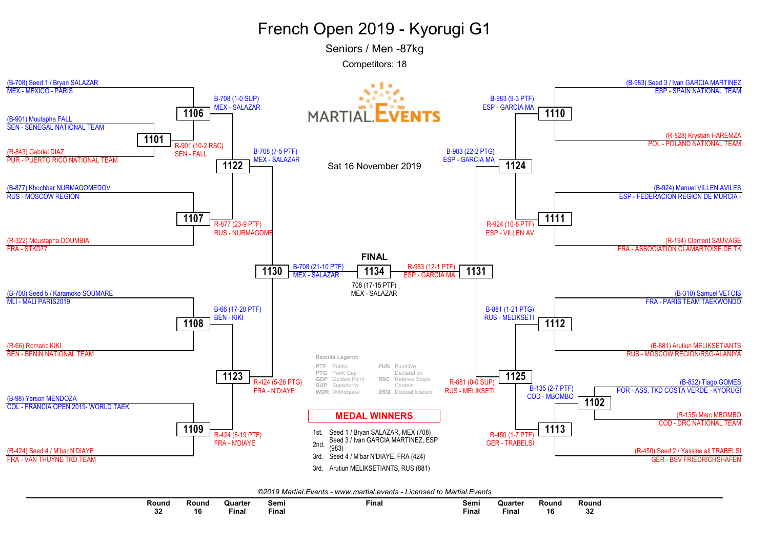# French Open 2019 - Kyorugi G1

## Seniors / Men -87kg

Competitors: 18

Sat 16 November 2019

### Left side of bracket

**Round 32 / Round 16**

- (B-708) Seed 1 / Bryan SALAZAR — MEX - MÉXICO - PARIS
- (B-901) Moutapha FALL — SEN - SENEGAL NATIONAL TEAM
- (R-843) Gabriel DIAZ — PUR - PUERTO RICO NATIONAL TEAM
- (B-877) Khochbar NURMAGOMEDOV — RUS - MOSCOW REGION
- (R-322) Moustapha DOUMBIA — FRA - STKD77
- (B-700) Seed 5 / Karamoko SOUMARE — MLI - MALI PARIS2019
- (R-66) Romaric KIKI — BEN - BENIN NATIONAL TEAM
- (B-98) Yerson MENDOZA — COL - FRANCIA OPEN 2019- WORLD TAEK
- (R-424) Seed 4 / M'bar N'DIAYE — FRA - VAN THUYNE TKD TEAM

**Matches**

- 1101: R-901 (10-2 RSC) SEN - FALL
- 1106: B-708 (1-0 SUP) MEX - SALAZAR
- 1107: R-877 (23-9 PTF) RUS - NURMAGOME
- 1108: B-66 (17-20 PTF) BEN - KIKI
- 1109: R-424 (8-19 PTF) FRA - N'DIAYE
- 1122: B-708 (7-5 PTF) MEX - SALAZAR
- 1123: R-424 (5-26 PTG) FRA - N'DIAYE
- 1130: B-708 (21-10 PTF) MEX - SALAZAR

### Right side of bracket

**Round 32 / Round 16**

- (B-983) Seed 3 / Ivan GARCIA MARTINEZ — ESP - SPAIN NATIONAL TEAM
- (R-828) Krystian HAREMZA — POL - POLAND NATIONAL TEAM
- (B-924) Manuel VILLEN AVILES — ESP - FEDERACION REGION DE MURCIA -
- (R-194) Clement SAUVAGE — FRA - ASSOCIATION CLAMARTOISE DE TK
- (B-310) Samuel VETOIS — FRA - PARIS TEAM TAEKWONDO
- (B-881) Arutiun MELIKSETIANTS — RUS - MOSCOW REGION/RSO-ALANIYA
- (B-832) Tiago GOMES — POR - ASS. TKD COSTA VERDE - KYORUGI
- (R-135) Marc MBOMBO — COD - DRC NATIONAL TEAM
- (R-450) Seed 2 / Yassine ali TRABELSI — GER - BSV FRIEDRICHSHAFEN

**Matches**

- 1102: B-135 (2-7 PTF) COD - MBOMBO
- 1110: B-983 (9-3 PTF) ESP - GARCIA MA
- 1111: R-924 (10-8 PTF) ESP - VILLEN AV
- 1112: B-881 (1-21 PTG) RUS - MELIKSETI
- 1113: R-450 (1-7 PTF) GER - TRABELSI
- 1124: B-983 (22-2 PTG) ESP - GARCIA MA
- 1125: R-881 (0-0 SUP) RUS - MELIKSETI
- 1131: R-983 (12-1 PTF) ESP - GARCIA MA

### FINAL

- 1134: 708 (17-15 PTF) MEX - SALAZAR

### Results Legend:

| | | | |
|---|---|---|---|
| PTF | Points | PUN | Puntitive Declaration |
| PTG | Point Gap | RSC | Referee Stops Contest |
| GDP | Golden Point | DSQ | Disqualification |
| SUP | Superiority | | |
| WDR | Withdrawal | | |

### MEDAL WINNERS

- 1st. Seed 1 / Bryan SALAZAR, MEX (708)
- 2nd. Seed 3 / Ivan GARCIA MARTINEZ, ESP (983)
- 3rd. Seed 4 / M'bar N'DIAYE, FRA (424)
- 3rd. Arutiun MELIKSETIANTS, RUS (881)

*©2019 Martial.Events - www.martial.events - Licensed to Martial.Events*

Round 32 | Round 16 | Quarter Final | Semi Final | Final | Semi Final | Quarter Final | Round 16 | Round 32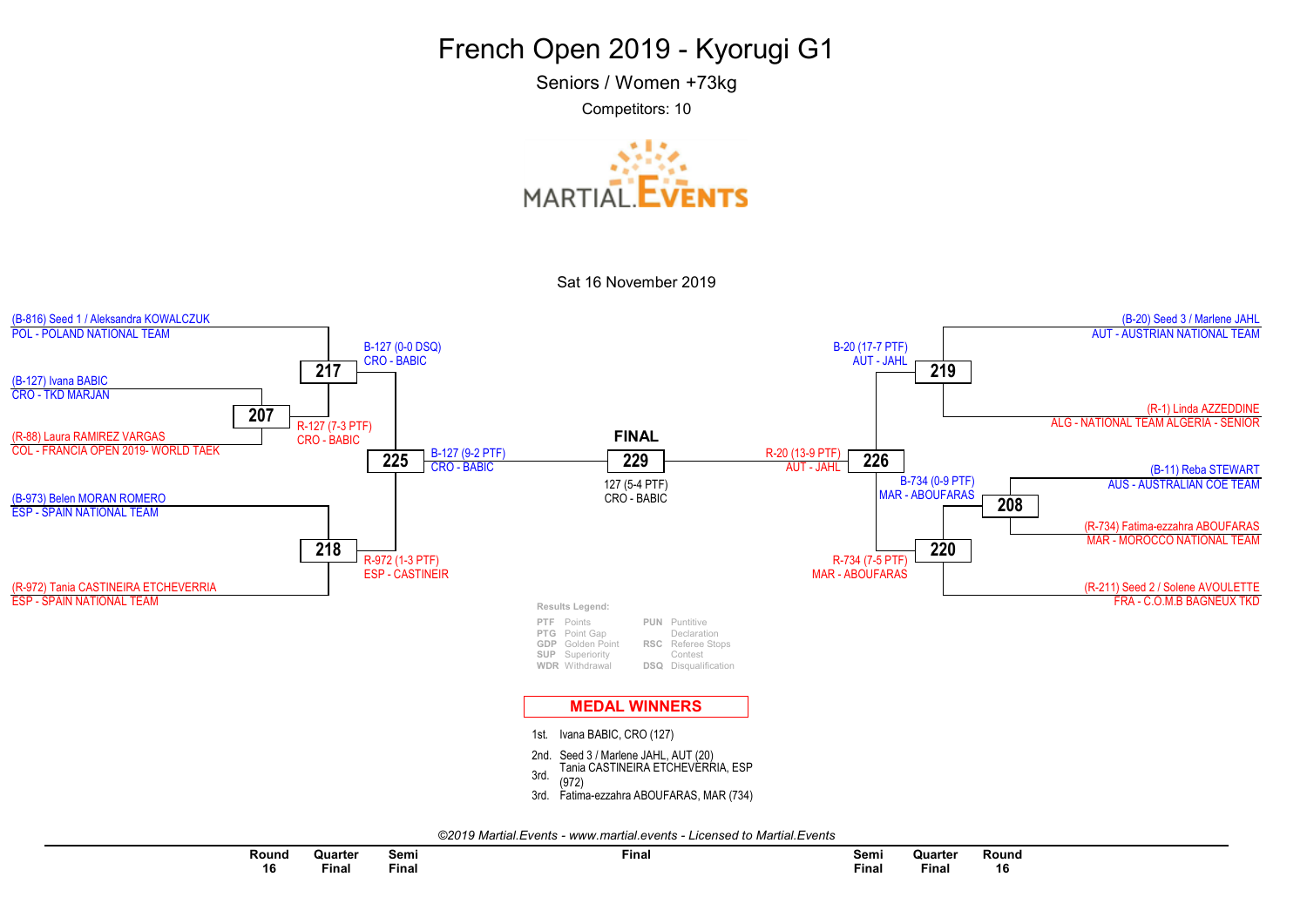# French Open 2019 - Kyorugi G1

Seniors / Women +73kg

Competitors: 10

Sat 16 November 2019

(B-816) Seed 1 / Aleksandra KOWALCZUK
POL - POLAND NATIONAL TEAM

(B-127) Ivana BABIC
CRO - TKD MARJAN

(R-88) Laura RAMIREZ VARGAS
COL - FRANCIA OPEN 2019- WORLD TAEK

**207**
R-127 (7-3 PTF)
CRO - BABIC

**217**
B-127 (0-0 DSQ)
CRO - BABIC

(B-973) Belen MORAN ROMERO
ESP - SPAIN NATIONAL TEAM

(R-972) Tania CASTINEIRA ETCHEVERRIA
ESP - SPAIN NATIONAL TEAM

**218**
R-972 (1-3 PTF)
ESP - CASTINEIR

**225**
B-127 (9-2 PTF)
CRO - BABIC

**FINAL**

**229**
127 (5-4 PTF)
CRO - BABIC

(B-20) Seed 3 / Marlene JAHL
AUT - AUSTRIAN NATIONAL TEAM

(R-1) Linda AZZEDDINE
ALG - NATIONAL TEAM ALGERIA - SENIOR

**219**
B-20 (17-7 PTF)
AUT - JAHL

(B-11) Reba STEWART
AUS - AUSTRALIAN COE TEAM

(R-734) Fatima-ezzahra ABOUFARAS
MAR - MOROCCO NATIONAL TEAM

**208**
B-734 (0-9 PTF)
MAR - ABOUFARAS

(R-211) Seed 2 / Solene AVOULETTE
FRA - C.O.M.B BAGNEUX TKD

**220**
R-734 (7-5 PTF)
MAR - ABOUFARAS

**226**
R-20 (13-9 PTF)
AUT - JAHL

**Results Legend:**

| | | | |
|---|---|---|---|
| PTF | Points | PUN | Puntitive Declaration |
| PTG | Point Gap | | |
| GDP | Golden Point | RSC | Referee Stops Contest |
| SUP | Superiority | | |
| WDR | Withdrawal | DSQ | Disqualification |

## MEDAL WINNERS

1st. Ivana BABIC, CRO (127)
2nd. Seed 3 / Marlene JAHL, AUT (20)
3rd. Tania CASTINEIRA ETCHEVERRIA, ESP (972)
3rd. Fatima-ezzahra ABOUFARAS, MAR (734)

*©2019 Martial.Events - www.martial.events - Licensed to Martial.Events*

| Round 16 | Quarter Final | Semi Final | Final | Semi Final | Quarter Final | Round 16 |
|---|---|---|---|---|---|---|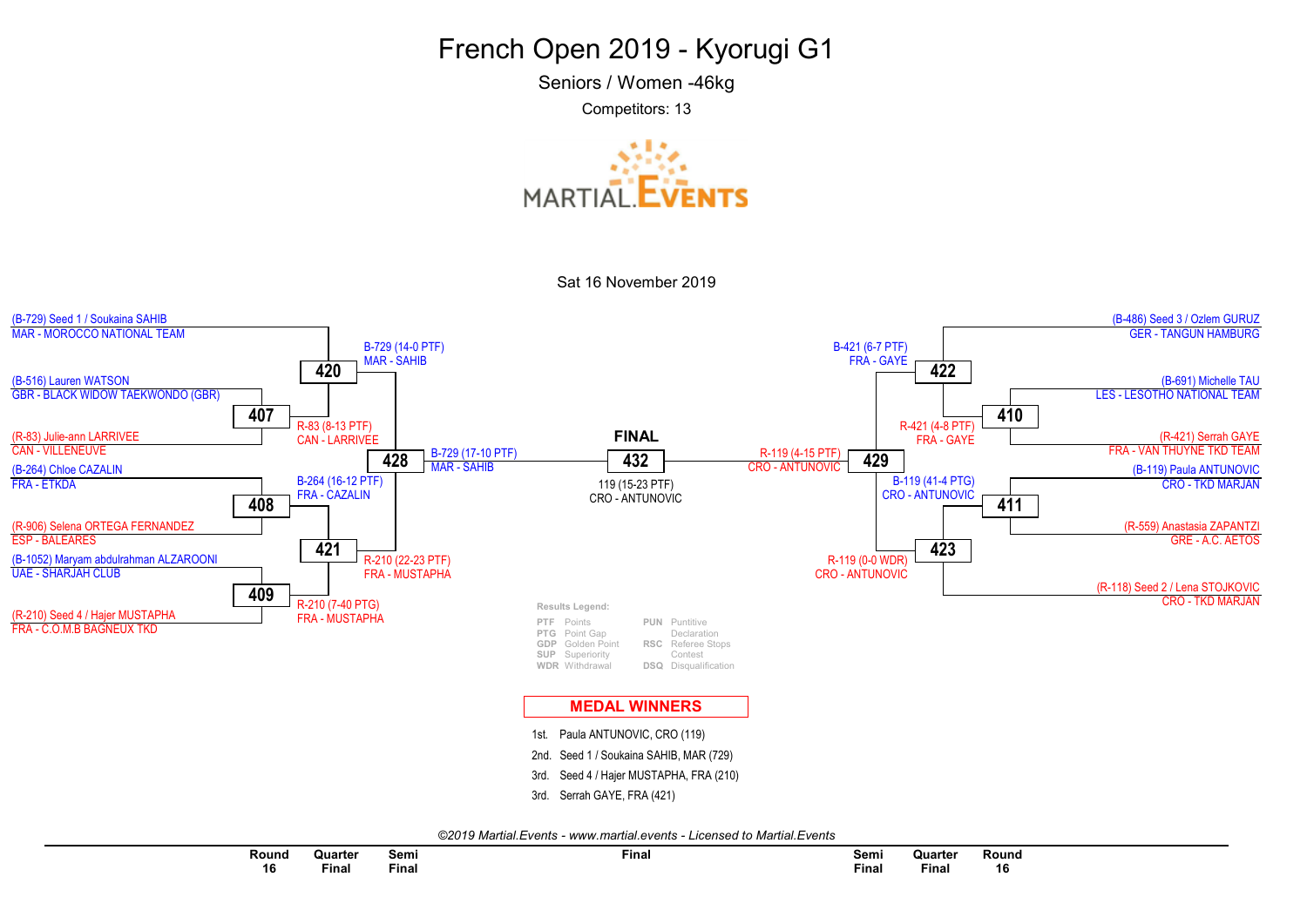# French Open 2019 - Kyorugi G1

Seniors / Women -46kg

Competitors: 13

Sat 16 November 2019

## Left side of bracket

**Round 16**

- Match 407: (B-516) Lauren WATSON, GBR - BLACK WIDOW TAEKWONDO (GBR) vs (R-83) Julie-ann LARRIVEE, CAN - VILLENEUVE → R-83 (8-13 PTF) CAN - LARRIVEE
- Match 408: (B-264) Chloe CAZALIN, FRA - ETKDA vs (R-906) Selena ORTEGA FERNANDEZ, ESP - BALEARES → B-264 (16-12 PTF) FRA - CAZALIN
- Match 409: (B-1052) Maryam abdulrahman ALZAROONI, UAE - SHARJAH CLUB vs (R-210) Seed 4 / Hajer MUSTAPHA, FRA - C.O.M.B BAGNEUX TKD → R-210 (7-40 PTG) FRA - MUSTAPHA

**Quarter Final**

- Match 420: (B-729) Seed 1 / Soukaina SAHIB, MAR - MOROCCO NATIONAL TEAM vs winner 407 → B-729 (14-0 PTF) MAR - SAHIB
- Match 421: winner 408 vs winner 409 → R-210 (22-23 PTF) FRA - MUSTAPHA

**Semi Final**

- Match 428: → B-729 (17-10 PTF) MAR - SAHIB

## Right side of bracket

**Round 16**

- Match 410: (B-691) Michelle TAU, LES - LESOTHO NATIONAL TEAM vs (R-421) Serrah GAYE, FRA - VAN THUYNE TKD TEAM → R-421 (4-8 PTF) FRA - GAYE
- Match 411: (B-119) Paula ANTUNOVIC, CRO - TKD MARJAN vs (R-559) Anastasia ZAPANTZI, GRE - A.C. AETOS → B-119 (41-4 PTG) CRO - ANTUNOVIC

**Quarter Final**

- Match 422: (B-486) Seed 3 / Ozlem GURUZ, GER - TANGUN HAMBURG vs winner 410 → B-421 (6-7 PTF) FRA - GAYE
- Match 423: winner 411 vs (R-118) Seed 2 / Lena STOJKOVIC, CRO - TKD MARJAN → R-119 (0-0 WDR) CRO - ANTUNOVIC

**Semi Final**

- Match 429: → R-119 (4-15 PTF) CRO - ANTUNOVIC

## FINAL

**432**

119 (15-23 PTF)
CRO - ANTUNOVIC

**Results Legend:**

| | | | |
|---|---|---|---|
| PTF | Points | PUN | Puntitive Declaration |
| PTG | Point Gap | RSC | Referee Stops Contest |
| GDP | Golden Point | DSQ | Disqualification |
| SUP | Superiority | | |
| WDR | Withdrawal | | |

## MEDAL WINNERS

1st. Paula ANTUNOVIC, CRO (119)
2nd. Seed 1 / Soukaina SAHIB, MAR (729)
3rd. Seed 4 / Hajer MUSTAPHA, FRA (210)
3rd. Serrah GAYE, FRA (421)

*©2019 Martial.Events - www.martial.events - Licensed to Martial.Events*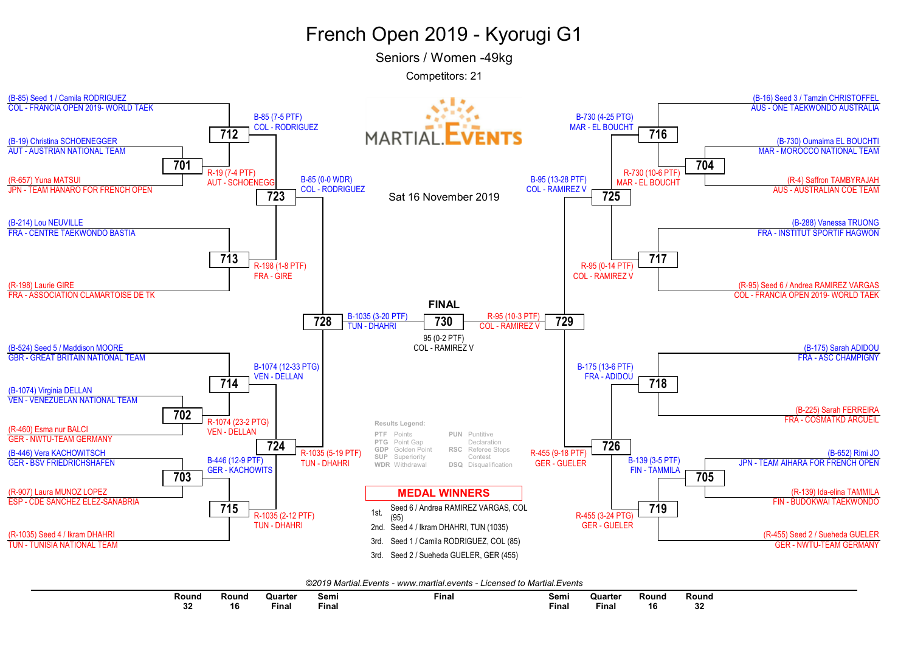# French Open 2019 - Kyorugi G1

Seniors / Women -49kg

Competitors: 21

Sat 16 November 2019

## Left bracket

(B-85) Seed 1 / Camila RODRIGUEZ
COL - FRANCIA OPEN 2019- WORLD TAEK

(B-19) Christina SCHOENEGGER
AUT - AUSTRIAN NATIONAL TEAM

(R-657) Yuna MATSUI
JPN - TEAM HANARO FOR FRENCH OPEN

701: R-19 (7-4 PTF) AUT - SCHOENEGG

712: B-85 (7-5 PTF) COL - RODRIGUEZ

(B-214) Lou NEUVILLE
FRA - CENTRE TAEKWONDO BASTIA

(R-198) Laurie GIRE
FRA - ASSOCIATION CLAMARTOISE DE TK

713: R-198 (1-8 PTF) FRA - GIRE

723: B-85 (0-0 WDR) COL - RODRIGUEZ

(B-524) Seed 5 / Maddison MOORE
GBR - GREAT BRITAIN NATIONAL TEAM

(B-1074) Virginia DELLAN
VEN - VENEZUELAN NATIONAL TEAM

(R-460) Esma nur BALCI
GER - NWTU-TEAM GERMANY

702: R-1074 (23-2 PTG) VEN - DELLAN

714: B-1074 (12-33 PTG) VEN - DELLAN

(B-446) Vera KACHOWITSCH
GER - BSV FRIEDRICHSHAFEN

(R-907) Laura MUNOZ LOPEZ
ESP - CDE SANCHEZ ELEZ-SANABRIA

703: B-446 (12-9 PTF) GER - KACHOWITS

(R-1035) Seed 4 / Ikram DHAHRI
TUN - TUNISIA NATIONAL TEAM

715: R-1035 (2-12 PTF) TUN - DHAHRI

724: R-1035 (5-19 PTF) TUN - DHAHRI

728: B-1035 (3-20 PTF) TUN - DHAHRI

## Right bracket

(B-16) Seed 3 / Tamzin CHRISTOFFEL
AUS - ONE TAEKWONDO AUSTRALIA

(B-730) Oumaima EL BOUCHTI
MAR - MOROCCO NATIONAL TEAM

(R-4) Saffron TAMBYRAJAH
AUS - AUSTRALIAN COE TEAM

704: R-730 (10-6 PTF) MAR - EL BOUCHT

716: B-730 (4-25 PTG) MAR - EL BOUCHT

(B-288) Vanessa TRUONG
FRA - INSTITUT SPORTIF HAGWON

(R-95) Seed 6 / Andrea RAMIREZ VARGAS
COL - FRANCIA OPEN 2019- WORLD TAEK

717: R-95 (0-14 PTF) COL - RAMIREZ V

725: B-95 (13-28 PTF) COL - RAMIREZ V

(B-175) Sarah ADIDOU
FRA - ASC CHAMPIGNY

(B-225) Sarah FERREIRA
FRA - COSMATKD ARCUEIL

718: B-175 (13-6 PTF) FRA - ADIDOU

(B-652) Rimi JO
JPN - TEAM AIHARA FOR FRENCH OPEN

(R-139) Ida-elina TAMMILA
FIN - BUDOKWAI TAEKWONDO

705: B-139 (3-5 PTF) FIN - TAMMILA

(R-455) Seed 2 / Sueheda GUELER
GER - NWTU-TEAM GERMANY

719: R-455 (3-24 PTG) GER - GUELER

726: R-455 (9-18 PTF) GER - GUELER

729: R-95 (10-3 PTF) COL - RAMIREZ V

## FINAL

730: 95 (0-2 PTF) COL - RAMIREZ V

## Results Legend:

| | | | |
|---|---|---|---|
| PTF | Points | PUN | Puntitive Declaration |
| PTG | Point Gap | RSC | Referee Stops Contest |
| GDP | Golden Point | DSQ | Disqualification |
| SUP | Superiority | | |
| WDR | Withdrawal | | |

## MEDAL WINNERS

1st. Seed 6 / Andrea RAMIREZ VARGAS, COL (95)
2nd. Seed 4 / Ikram DHAHRI, TUN (1035)
3rd. Seed 1 / Camila RODRIGUEZ, COL (85)
3rd. Seed 2 / Sueheda GUELER, GER (455)

*©2019 Martial.Events - www.martial.events - Licensed to Martial.Events*

Round 32 | Round 16 | Quarter Final | Semi Final | Final | Semi Final | Quarter Final | Round 16 | Round 32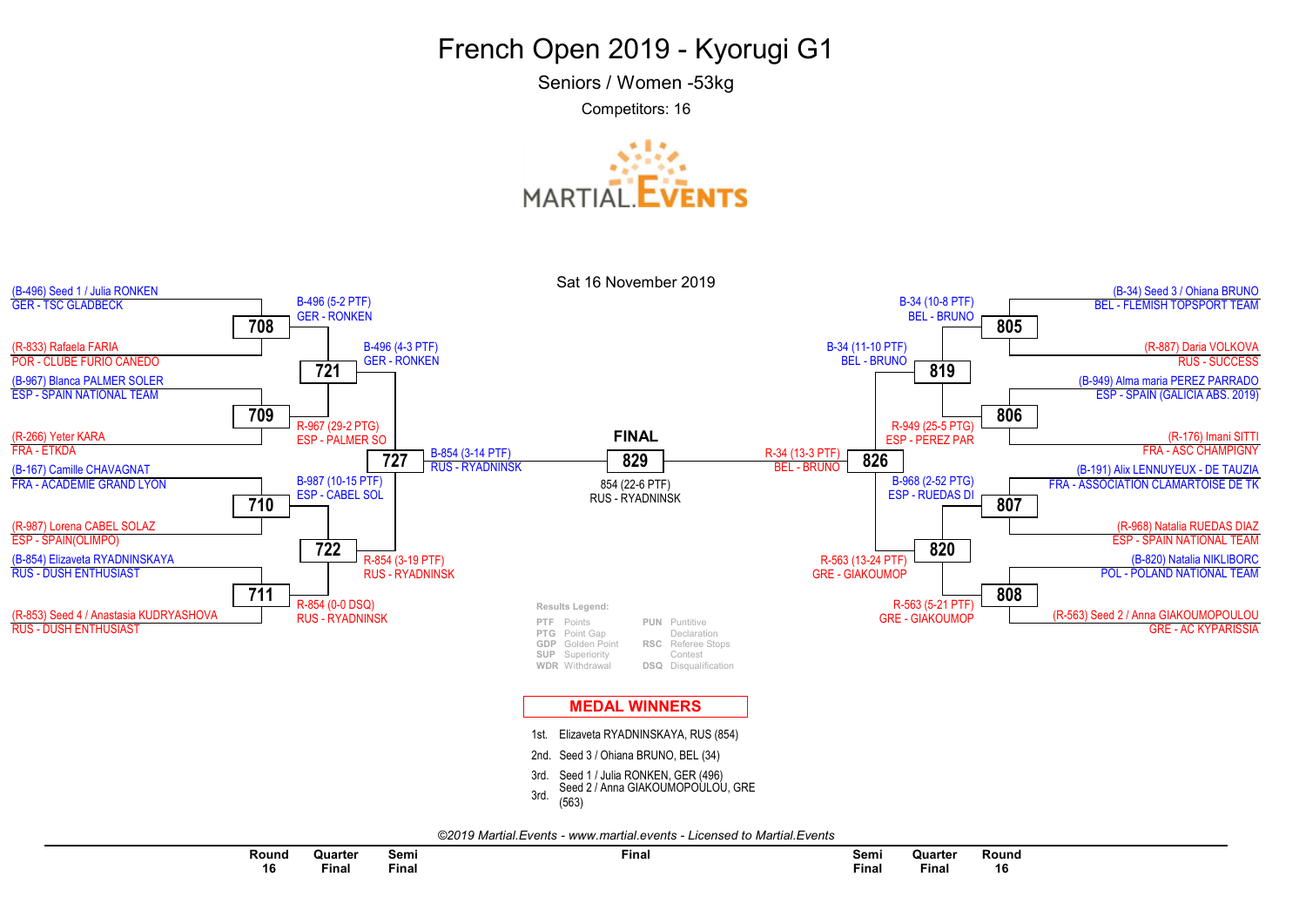# French Open 2019 - Kyorugi G1

## Seniors / Women -53kg

Competitors: 16

Sat 16 November 2019

### Round 16

| Match | Blue | Red | Winner |
|---|---|---|---|
| 708 | (B-496) Seed 1 / Julia RONKEN, GER - TSC GLADBECK | (R-833) Rafaela FARIA, POR - CLUBE FURIO CANEDO | B-496 (5-2 PTF) GER - RONKEN |
| 709 | (B-967) Blanca PALMER SOLER, ESP - SPAIN NATIONAL TEAM | (R-266) Yeter KARA, FRA - ETKDA | R-967 (29-2 PTG) ESP - PALMER SO |
| 710 | (B-167) Camille CHAVAGNAT, FRA - ACADEMIE GRAND LYON | (R-987) Lorena CABEL SOLAZ, ESP - SPAIN(OLIMPO) | B-987 (10-15 PTF) ESP - CABEL SOL |
| 711 | (B-854) Elizaveta RYADNINSKAYA, RUS - DUSH ENTHUSIAST | (R-853) Seed 4 / Anastasia KUDRYASHOVA, RUS - DUSH ENTHUSIAST | R-854 (0-0 DSQ) RUS - RYADNINSK |
| 805 | (B-34) Seed 3 / Ohiana BRUNO, BEL - FLEMISH TOPSPORT TEAM | (R-887) Daria VOLKOVA, RUS - SUCCESS | B-34 (10-8 PTF) BEL - BRUNO |
| 806 | (B-949) Alma maria PEREZ PARRADO, ESP - SPAIN (GALICIA ABS. 2019) | (R-176) Imani SITTI, FRA - ASC CHAMPIGNY | R-949 (25-5 PTG) ESP - PEREZ PAR |
| 807 | (B-191) Alix LENNUYEUX - DE TAUZIA, FRA - ASSOCIATION CLAMARTOISE DE TK | (R-968) Natalia RUEDAS DIAZ, ESP - SPAIN NATIONAL TEAM | B-968 (2-52 PTG) ESP - RUEDAS DI |
| 808 | (B-820) Natalia NIKLIBORC, POL - POLAND NATIONAL TEAM | (R-563) Seed 2 / Anna GIAKOUMOPOULOU, GRE - AC KYPARISSIA | R-563 (5-21 PTF) GRE - GIAKOUMOP |

### Quarter Final

| Match | Winner |
|---|---|
| 721 | B-496 (4-3 PTF) GER - RONKEN |
| 722 | R-854 (3-19 PTF) RUS - RYADNINSK |
| 819 | B-34 (11-10 PTF) BEL - BRUNO |
| 820 | R-563 (13-24 PTF) GRE - GIAKOUMOP |

### Semi Final

| Match | Winner |
|---|---|
| 727 | B-854 (3-14 PTF) RUS - RYADNINSK |
| 826 | R-34 (13-3 PTF) BEL - BRUNO |

### FINAL

| Match | Winner |
|---|---|
| 829 | 854 (22-6 PTF) RUS - RYADNINSK |

**Results Legend:**

- PTF Points
- PTG Point Gap
- GDP Golden Point
- SUP Superiority
- WDR Withdrawal
- PUN Puntitive Declaration
- RSC Referee Stops Contest
- DSQ Disqualification

## MEDAL WINNERS

1st. Elizaveta RYADNINSKAYA, RUS (854)
2nd. Seed 3 / Ohiana BRUNO, BEL (34)
3rd. Seed 1 / Julia RONKEN, GER (496)
3rd. Seed 2 / Anna GIAKOUMOPOULOU, GRE (563)

*©2019 Martial.Events - www.martial.events - Licensed to Martial.Events*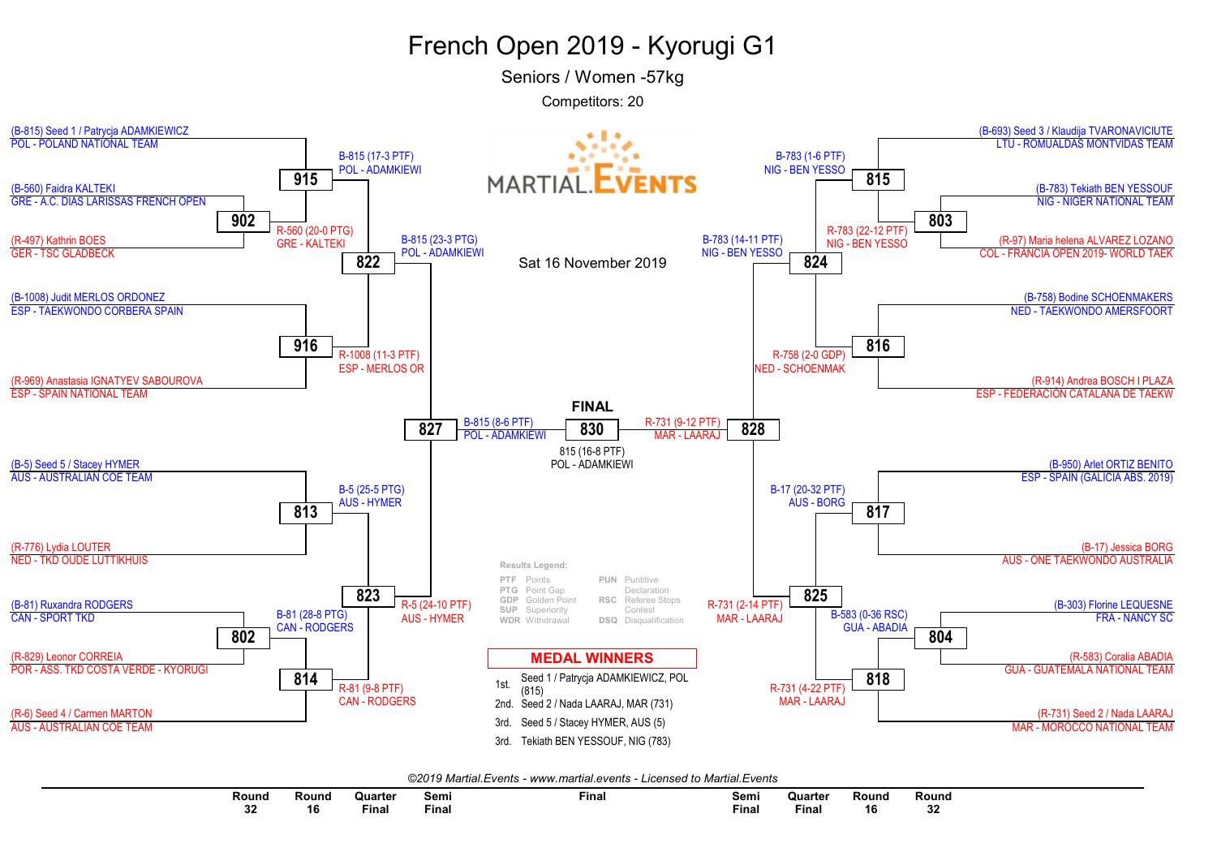# French Open 2019 - Kyorugi G1

Seniors / Women -57kg

Competitors: 20

Sat 16 November 2019

## Left bracket

**Round 32**

- Match 902: (B-560) Faidra KALTEKI, GRE - A.C. DIAS LARISSAS FRENCH OPEN vs (R-497) Kathrin BOES, GER - TSC GLADBECK → R-560 (20-0 PTG) GRE - KALTEKI
- Match 802: (B-81) Ruxandra RODGERS, CAN - SPORT TKD vs (R-829) Leonor CORREIA, POR - ASS. TKD COSTA VERDE - KYORUGI → B-81 (28-8 PTG) CAN - RODGERS

**Round 16**

- Match 915: (B-815) Seed 1 / Patrycja ADAMKIEWICZ, POL - POLAND NATIONAL TEAM vs R-560 → B-815 (17-3 PTF) POL - ADAMKIEWI
- Match 916: (B-1008) Judit MERLOS ORDONEZ, ESP - TAEKWONDO CORBERA SPAIN vs (R-969) Anastasia IGNATYEV SABOUROVA, ESP - SPAIN NATIONAL TEAM → R-1008 (11-3 PTF) ESP - MERLOS OR
- Match 813: (B-5) Seed 5 / Stacey HYMER, AUS - AUSTRALIAN COE TEAM vs (R-776) Lydia LOUTER, NED - TKD OUDE LUTTIKHUIS → B-5 (25-5 PTG) AUS - HYMER
- Match 814: B-81 vs (R-6) Seed 4 / Carmen MARTON, AUS - AUSTRALIAN COE TEAM → R-81 (9-8 PTF) CAN - RODGERS

**Quarter Final**

- Match 822: B-815 vs R-1008 → B-815 (23-3 PTG) POL - ADAMKIEWI
- Match 823: B-5 vs R-81 → R-5 (24-10 PTF) AUS - HYMER

**Semi Final**

- Match 827: B-815 vs R-5 → B-815 (8-6 PTF) POL - ADAMKIEWI

## Right bracket

**Round 32**

- Match 803: (B-783) Tekiath BEN YESSOUF, NIG - NIGER NATIONAL TEAM vs (R-97) Maria helena ALVAREZ LOZANO, COL - FRANCIA OPEN 2019- WORLD TAEK → R-783 (22-12 PTF) NIG - BEN YESSO
- Match 804: (B-303) Florine LEQUESNE, FRA - NANCY SC vs (R-583) Coralia ABADIA, GUA - GUATEMALA NATIONAL TEAM → B-583 (0-36 RSC) GUA - ABADIA

**Round 16**

- Match 815: (B-693) Seed 3 / Klaudija TVARONAVICIUTE, LTU - ROMUALDAS MONTVIDAS TEAM vs R-783 → B-783 (1-6 PTF) NIG - BEN YESSO
- Match 816: (B-758) Bodine SCHOENMAKERS, NED - TAEKWONDO AMERSFOORT vs (R-914) Andrea BOSCH I PLAZA, ESP - FEDERACION CATALANA DE TAEKW → R-758 (2-0 GDP) NED - SCHOENMAK
- Match 817: (B-950) Arlet ORTIZ BENITO, ESP - SPAIN (GALICIA ABS. 2019) vs (R-17) Jessica BORG, AUS - ONE TAEKWONDO AUSTRALIA → B-17 (20-32 PTF) AUS - BORG
- Match 818: B-583 vs (R-731) Seed 2 / Nada LAARAJ, MAR - MOROCCO NATIONAL TEAM → R-731 (4-22 PTF) MAR - LAARAJ

**Quarter Final**

- Match 824: B-783 vs R-758 → B-783 (14-11 PTF) NIG - BEN YESSO
- Match 825: B-17 vs R-731 → R-731 (2-14 PTF) MAR - LAARAJ

**Semi Final**

- Match 828: B-783 vs R-731 → R-731 (9-12 PTF) MAR - LAARAJ

## FINAL

Match 830: B-815 (8-6 PTF) POL - ADAMKIEWI vs R-731 (9-12 PTF) MAR - LAARAJ

815 (16-8 PTF) POL - ADAMKIEWI

## Results Legend

| | | | |
|---|---|---|---|
| PTF | Points | PUN | Puntitive Declaration |
| PTG | Point Gap | RSC | Referee Stops Contest |
| GDP | Golden Point | DSQ | Disqualification |
| SUP | Superiority | | |
| WDR | Withdrawal | | |

## MEDAL WINNERS

| | |
|---|---|
| 1st. | Seed 1 / Patrycja ADAMKIEWICZ, POL (815) |
| 2nd. | Seed 2 / Nada LAARAJ, MAR (731) |
| 3rd. | Seed 5 / Stacey HYMER, AUS (5) |
| 3rd. | Tekiath BEN YESSOUF, NIG (783) |

*©2019 Martial.Events - www.martial.events - Licensed to Martial.Events*

Round 32 | Round 16 | Quarter Final | Semi Final | Final | Semi Final | Quarter Final | Round 16 | Round 32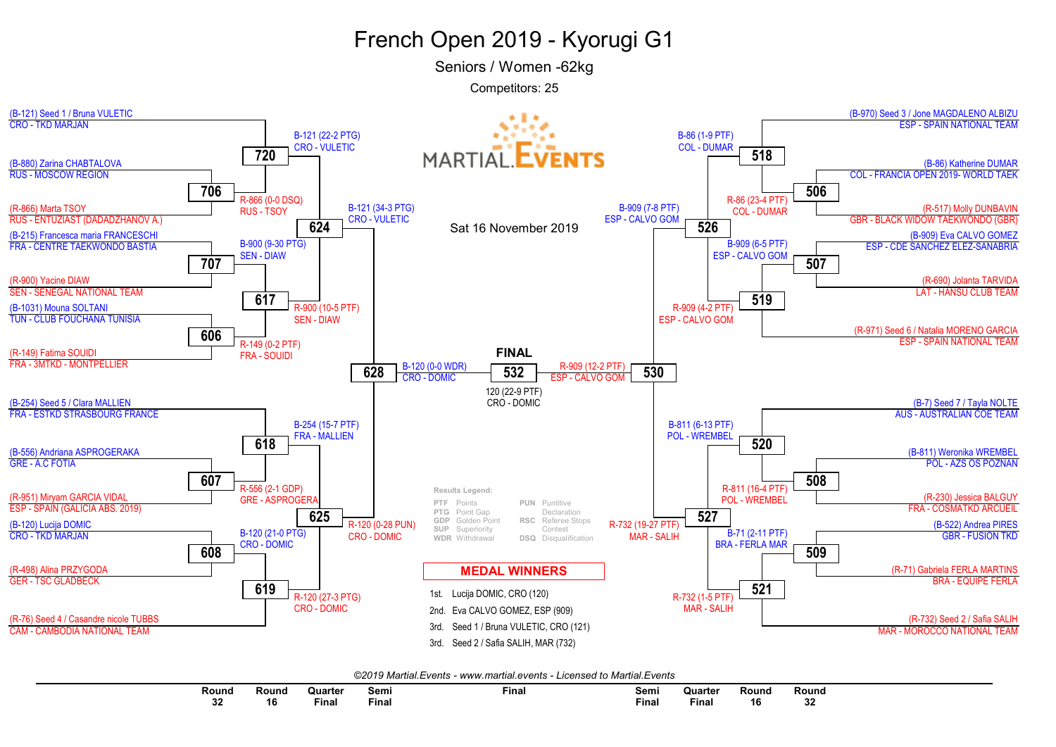# French Open 2019 - Kyorugi G1

## Seniors / Women -62kg

Competitors: 25

Sat 16 November 2019

### Left side of bracket

| Round 32 | Round 16 | Quarter Final | Semi Final |
|---|---|---|---|
| (B-121) Seed 1 / Bruna VULETIC, CRO - TKD MARJAN | | | |
| | **720**: B-121 (22-2 PTG) CRO - VULETIC | | |
| **706**: (B-880) Zarina CHABTALOVA, RUS - MOSCOW REGION vs (R-866) Marta TSOY, RUS - ENTUZIAST (DADADZHANOV A.) → R-866 (0-0 DSQ) RUS - TSOY | | | |
| | | **624**: B-121 (34-3 PTG) CRO - VULETIC | |
| **707**: (B-215) Francesca maria FRANCESCHI, FRA - CENTRE TAEKWONDO BASTIA vs (R-900) Yacine DIAW, SEN - SENEGAL NATIONAL TEAM → B-900 (9-30 PTG) SEN - DIAW | | | |
| | **617**: R-900 (10-5 PTF) SEN - DIAW | | |
| **606**: (B-1031) Mouna SOLTANI, TUN - CLUB FOUCHANA TUNISIA vs (R-149) Fatima SOUIDI, FRA - 3MTKD - MONTPELLIER → R-149 (0-2 PTF) FRA - SOUIDI | | | |
| | | | **628**: B-120 (0-0 WDR) CRO - DOMIC |
| (B-254) Seed 5 / Clara MALLIEN, FRA - ESTKD STRASBOURG FRANCE | | | |
| | **618**: B-254 (15-7 PTF) FRA - MALLIEN | | |
| **607**: (B-556) Andriana ASPROGERAKA, GRE - A.C FOTIA vs (R-951) Miryam GARCIA VIDAL, ESP - SPAIN (GALICIA ABS. 2019) → R-556 (2-1 GDP) GRE - ASPROGERA | | | |
| | | **625**: R-120 (0-28 PUN) CRO - DOMIC | |
| **608**: (B-120) Lucija DOMIC, CRO - TKD MARJAN vs (R-498) Alina PRZYGODA, GER - TSC GLADBECK → B-120 (21-0 PTG) CRO - DOMIC | | | |
| | **619**: R-120 (27-3 PTG) CRO - DOMIC | | |
| (R-76) Seed 4 / Casandre nicole TUBBS, CAM - CAMBODIA NATIONAL TEAM | | | |

### Final

**FINAL 532**: B-120 (0-0 WDR) CRO - DOMIC vs R-909 (12-2 PTF) ESP - CALVO GOM

120 (22-9 PTF) CRO - DOMIC

### Right side of bracket

| Round 32 | Round 16 | Quarter Final | Semi Final |
|---|---|---|---|
| (B-970) Seed 3 / Jone MAGDALENO ALBIZU, ESP - SPAIN NATIONAL TEAM | | | |
| | **518**: B-86 (1-9 PTF) COL - DUMAR | | |
| **506**: (B-86) Katherine DUMAR, COL - FRANCIA OPEN 2019- WORLD TAEK vs (R-517) Molly DUNBAVIN, GBR - BLACK WIDOW TAEKWONDO (GBR) → R-86 (23-4 PTF) COL - DUMAR | | | |
| | | **526**: B-909 (7-8 PTF) ESP - CALVO GOM | |
| **507**: (B-909) Eva CALVO GOMEZ, ESP - CDE SANCHEZ ELEZ-SANABRIA vs (R-690) Jolanta TARVIDA, LAT - HANSU CLUB TEAM → B-909 (6-5 PTF) ESP - CALVO GOM | | | |
| | **519**: R-909 (4-2 PTF) ESP - CALVO GOM | | |
| (R-971) Seed 6 / Natalia MORENO GARCIA, ESP - SPAIN NATIONAL TEAM | | | |
| | | | **530**: R-909 (12-2 PTF) ESP - CALVO GOM |
| (B-7) Seed 7 / Tayla NOLTE, AUS - AUSTRALIAN COE TEAM | | | |
| | **520**: B-811 (6-13 PTF) POL - WREMBEL | | |
| **508**: (B-811) Weronika WREMBEL, POL - AZS OS POZNAN vs (R-230) Jessica BALGUY, FRA - COSMATKD ARCUEIL → R-811 (16-4 PTF) POL - WREMBEL | | | |
| | | **527**: R-732 (19-27 PTF) MAR - SALIH | |
| **509**: (B-522) Andrea PIRES, GBR - FUSION TKD vs (R-71) Gabriela FERLA MARTINS, BRA - EQUIPE FERLA → B-71 (2-11 PTF) BRA - FERLA MAR | | | |
| | **521**: R-732 (1-5 PTF) MAR - SALIH | | |
| (R-732) Seed 2 / Safia SALIH, MAR - MOROCCO NATIONAL TEAM | | | |

### Results Legend:

| | | | |
|---|---|---|---|
| PTF | Points | PUN | Puntitive Declaration |
| PTG | Point Gap | RSC | Referee Stops Contest |
| GDP | Golden Point | DSQ | Disqualification |
| SUP | Superiority | | |
| WDR | Withdrawal | | |

### MEDAL WINNERS

1st. Lucija DOMIC, CRO (120)

2nd. Eva CALVO GOMEZ, ESP (909)

3rd. Seed 1 / Bruna VULETIC, CRO (121)

3rd. Seed 2 / Safia SALIH, MAR (732)

*©2019 Martial.Events - www.martial.events - Licensed to Martial.Events*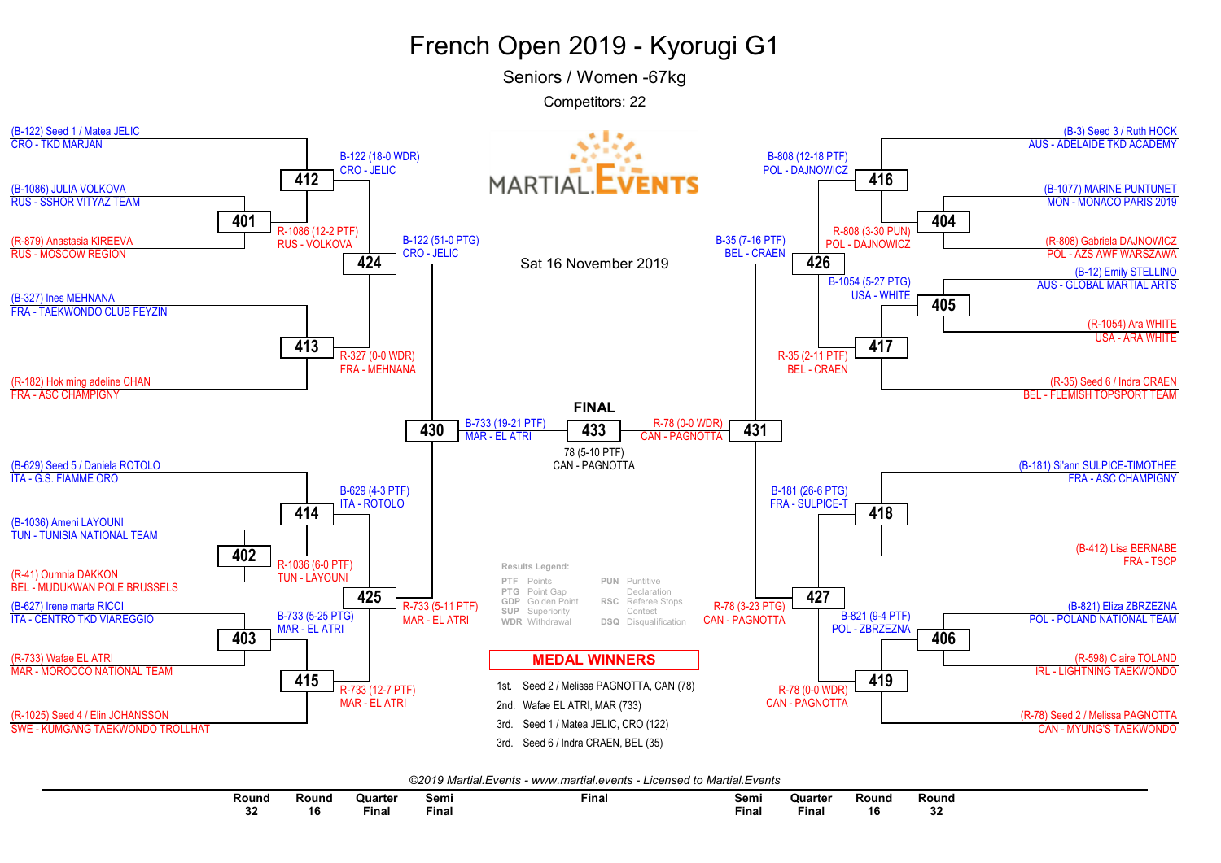# French Open 2019 - Kyorugi G1

## Seniors / Women -67kg

Competitors: 22

Sat 16 November 2019

### Left side of bracket

**Round 32 / Round 16**

- (B-122) Seed 1 / Matea JELIC — CRO - TKD MARJAN
- (B-1086) JULIA VOLKOVA — RUS - SSHOR VITYAZ TEAM
- (R-879) Anastasia KIREEVA — RUS - MOSCOW REGION
- (B-327) Ines MEHNANA — FRA - TAEKWONDO CLUB FEYZIN
- (R-182) Hok ming adeline CHAN — FRA - ASC CHAMPIGNY
- (B-629) Seed 5 / Daniela ROTOLO — ITA - G.S. FIAMME ORO
- (B-1036) Ameni LAYOUNI — TUN - TUNISIA NATIONAL TEAM
- (R-41) Oumnia DAKKON — BEL - MUDUKWAN POLE BRUSSELS
- (B-627) Irene marta RICCI — ITA - CENTRO TKD VIAREGGIO
- (R-733) Wafae EL ATRI — MAR - MOROCCO NATIONAL TEAM
- (R-1025) Seed 4 / Elin JOHANSSON — SWE - KUMGANG TAEKWONDO TROLLHAT

| Match | Result |
|---|---|
| 401 | R-1086 (12-2 PTF) RUS - VOLKOVA |
| 412 | B-122 (18-0 WDR) CRO - JELIC |
| 413 | R-327 (0-0 WDR) FRA - MEHNANA |
| 424 | B-122 (51-0 PTG) CRO - JELIC |
| 402 | R-1036 (6-0 PTF) TUN - LAYOUNI |
| 414 | B-629 (4-3 PTF) ITA - ROTOLO |
| 403 | B-733 (5-25 PTG) MAR - EL ATRI |
| 415 | R-733 (12-7 PTF) MAR - EL ATRI |
| 425 | R-733 (5-11 PTF) MAR - EL ATRI |
| 430 | B-733 (19-21 PTF) MAR - EL ATRI |

### Right side of bracket

- (B-3) Seed 3 / Ruth HOCK — AUS - ADELAIDE TKD ACADEMY
- (B-1077) MARINE PUNTUNET — MON - MONACO PARIS 2019
- (R-808) Gabriela DAJNOWICZ — POL - AZS AWF WARSZAWA
- (B-12) Emily STELLINO — AUS - GLOBAL MARTIAL ARTS
- (R-1054) Ara WHITE — USA - ARA WHITE
- (R-35) Seed 6 / Indra CRAEN — BEL - FLEMISH TOPSPORT TEAM
- (B-181) Si'ann SULPICE-TIMOTHEE — FRA - ASC CHAMPIGNY
- (B-412) Lisa BERNABE — FRA - TSCP
- (B-821) Eliza ZBRZEZNA — POL - POLAND NATIONAL TEAM
- (R-598) Claire TOLAND — IRL - LIGHTNING TAEKWONDO
- (R-78) Seed 2 / Melissa PAGNOTTA — CAN - MYUNG'S TAEKWONDO

| Match | Result |
|---|---|
| 404 | R-808 (3-30 PUN) POL - DAJNOWICZ |
| 416 | B-808 (12-18 PTF) POL - DAJNOWICZ |
| 405 | B-1054 (5-27 PTG) USA - WHITE |
| 417 | R-35 (2-11 PTF) BEL - CRAEN |
| 426 | B-35 (7-16 PTF) BEL - CRAEN |
| 418 | B-181 (26-6 PTG) FRA - SULPICE-T |
| 406 | B-821 (9-4 PTF) POL - ZBRZEZNA |
| 419 | R-78 (0-0 WDR) CAN - PAGNOTTA |
| 427 | R-78 (3-23 PTG) CAN - PAGNOTTA |
| 431 | R-78 (0-0 WDR) CAN - PAGNOTTA |

### FINAL

433: 78 (5-10 PTF) CAN - PAGNOTTA

**Results Legend:**

- PTF Points
- PTG Point Gap
- GDP Golden Point
- SUP Superiority
- WDR Withdrawal
- PUN Punitive Declaration
- RSC Referee Stops Contest
- DSQ Disqualification

### MEDAL WINNERS

1st. Seed 2 / Melissa PAGNOTTA, CAN (78)
2nd. Wafae EL ATRI, MAR (733)
3rd. Seed 1 / Matea JELIC, CRO (122)
3rd. Seed 6 / Indra CRAEN, BEL (35)

*©2019 Martial.Events - www.martial.events - Licensed to Martial.Events*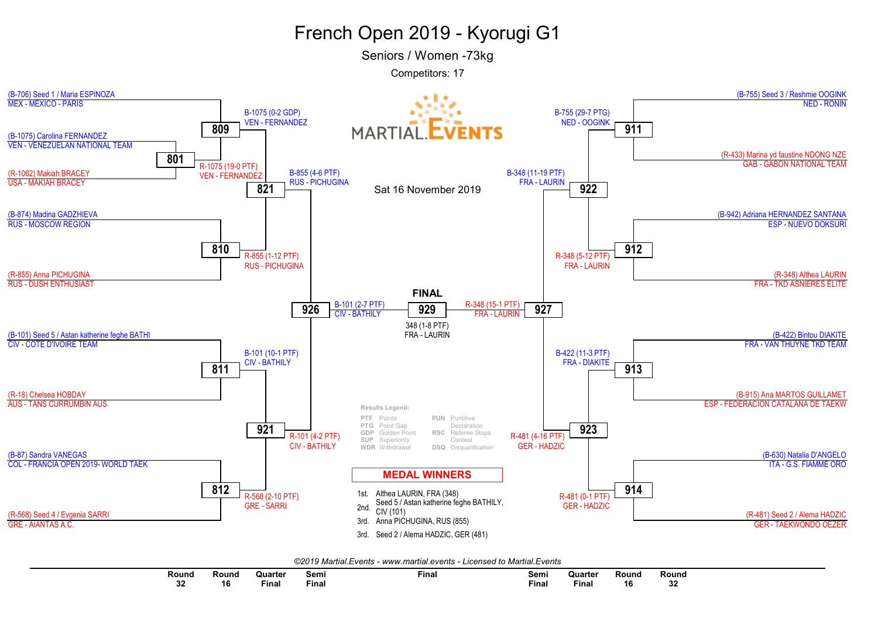# French Open 2019 - Kyorugi G1

Seniors / Women -73kg

Competitors: 17

Sat 16 November 2019

(B-706) Seed 1 / Maria ESPINOZA
MEX - MÉXICO - PARIS

(B-1075) Carolina FERNANDEZ
VEN - VENEZUELAN NATIONAL TEAM

801

(R-1062) Makiah BRACEY
USA - MAKIAH BRACEY

R-1075 (19-0 PTF)
VEN - FERNANDEZ

809

B-1075 (0-2 GDP)
VEN - FERNANDEZ

(B-874) Madina GADZHIEVA
RUS - MOSCOW REGION

810

(R-855) Anna PICHUGINA
RUS - DUSH ENTHUSIAST

R-855 (1-12 PTF)
RUS - PICHUGINA

821

B-855 (4-6 PTF)
RUS - PICHUGINA

(B-101) Seed 5 / Astan katherine feghe BATHI
CIV - COTE D'IVOIRE TEAM

(R-18) Chelsea HOBDAY
AUS - TANS CURRUMBIN AUS

811

B-101 (10-1 PTF)
CIV - BATHILY

(B-87) Sandra VANEGAS
COL - FRANCIA OPEN 2019- WORLD TAEK

(R-568) Seed 4 / Evgenia SARRI
GRE - AIANTAS A.C.

812

R-568 (2-10 PTF)
GRE - SARRI

921

R-101 (4-2 PTF)
CIV - BATHILY

926

B-101 (2-7 PTF)
CIV - BATHILY

**FINAL**

929

348 (1-8 PTF)
FRA - LAURIN

R-348 (15-1 PTF)
FRA - LAURIN

927

(B-755) Seed 3 / Reshmie OOGINK
NED - RONIN

(R-433) Marina yd faustine NDONG NZE
GAB - GABON NATIONAL TEAM

911

B-755 (29-7 PTG)
NED - OOGINK

(B-942) Adriana HERNANDEZ SANTANA
ESP - NUEVO DOKSURI

(R-348) Althea LAURIN
FRA - TKD ASNIERES ÉLITE

912

R-348 (5-12 PTF)
FRA - LAURIN

922

B-348 (11-19 PTF)
FRA - LAURIN

(B-422) Bintou DIAKITE
FRA - VAN THUYNE TKD TEAM

(B-915) Ana MARTOS GUILLAMET
ESP - FEDERACION CATALANA DE TAEKW

913

B-422 (11-3 PTF)
FRA - DIAKITE

(B-630) Natalia D'ANGELO
ITA - G.S. FIAMME ORO

(R-481) Seed 2 / Alema HADZIC
GER - TAEKWONDO OEZER

914

R-481 (0-1 PTF)
GER - HADZIC

923

R-481 (4-16 PTF)
GER - HADZIC

**Results Legend:**

| | | | |
|---|---|---|---|
| PTF | Points | PUN | Puntitive Declaration |
| PTG | Point Gap | RSC | Referee Stops Contest |
| GDP | Golden Point | DSQ | Disqualification |
| SUP | Superiority | | |
| WDR | Withdrawal | | |

## MEDAL WINNERS

| | |
|---|---|
| 1st. | Althea LAURIN, FRA (348) |
| 2nd. | Seed 5 / Astan katherine feghe BATHILY, CIV (101) |
| 3rd. | Anna PICHUGINA, RUS (855) |
| 3rd. | Seed 2 / Alema HADZIC, GER (481) |

*©2019 Martial.Events - www.martial.events - Licensed to Martial.Events*

Round 32 | Round 16 | Quarter Final | Semi Final | Final | Semi Final | Quarter Final | Round 16 | Round 32